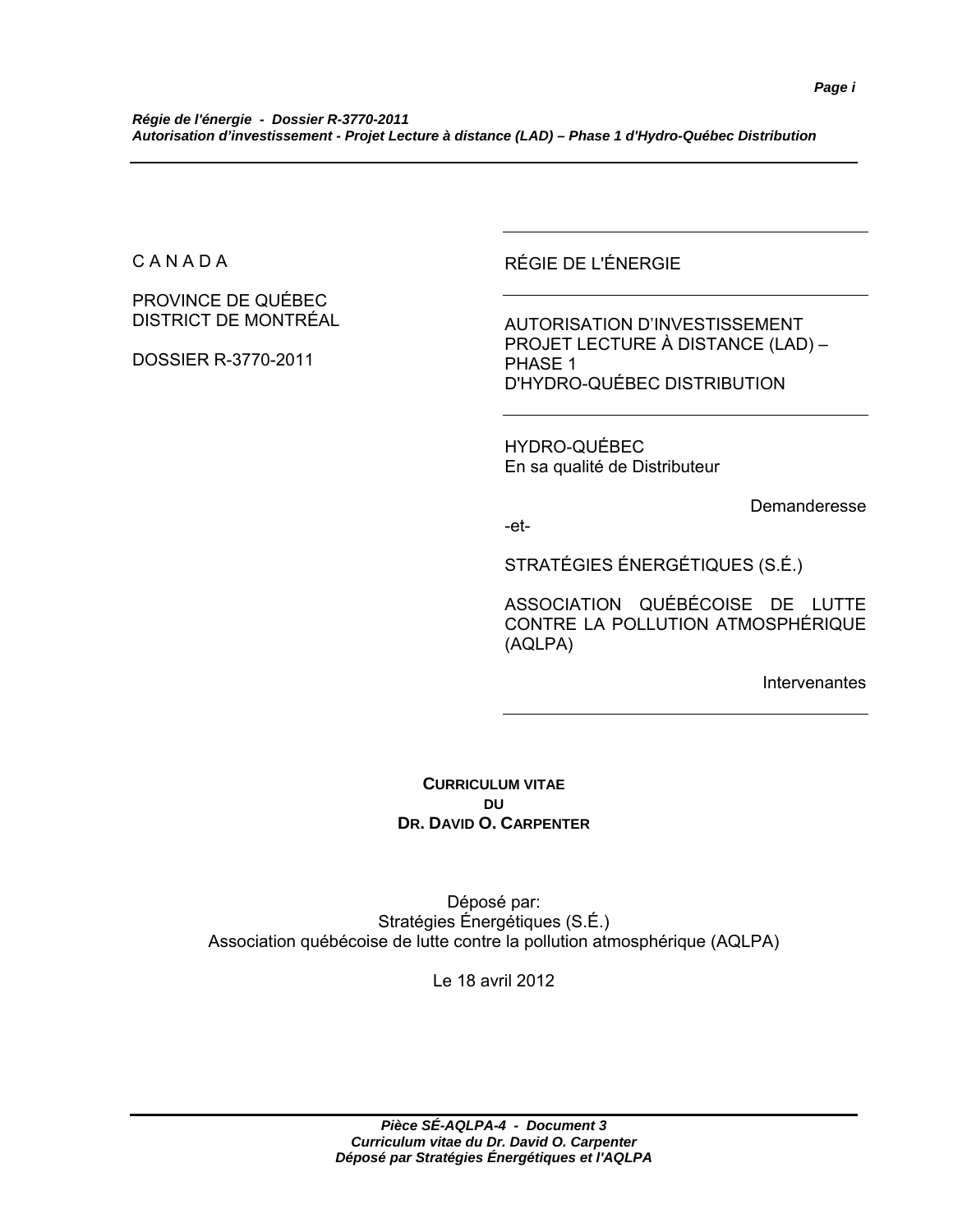C A N A D A

PROVINCE DE QUÉBEC
DISTRICT DE MONTRÉAL

DOSSIER R-3770-2011

RÉGIE DE L'ÉNERGIE

AUTORISATION D'INVESTISSEMENT
PROJET LECTURE À DISTANCE (LAD) –
PHASE 1
D'HYDRO-QUÉBEC DISTRIBUTION

HYDRO-QUÉBEC
En sa qualité de Distributeur

Demanderesse

-et-

STRATÉGIES ÉNERGÉTIQUES (S.É.)

ASSOCIATION QUÉBÉCOISE DE LUTTE CONTRE LA POLLUTION ATMOSPHÉRIQUE (AQLPA)

Intervenantes

**CURRICULUM VITAE**
**DU**
**DR. DAVID O. CARPENTER**

Déposé par:
Stratégies Énergétiques (S.É.)
Association québécoise de lutte contre la pollution atmosphérique (AQLPA)

Le 18 avril 2012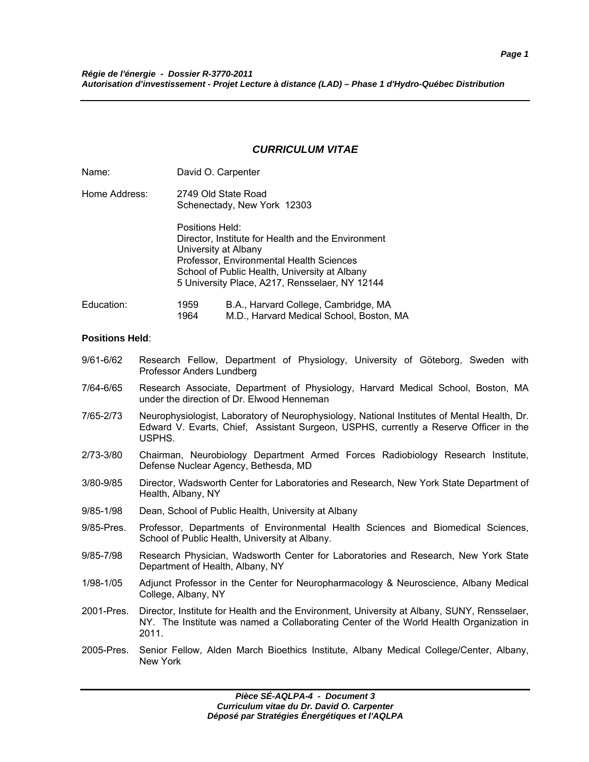## *CURRICULUM VITAE*

| | |
|---|---|
| Name: | David O. Carpenter |
| Home Address: | 2749 Old State Road<br>Schenectady, New York 12303 |
| | Positions Held:<br>Director, Institute for Health and the Environment<br>University at Albany<br>Professor, Environmental Health Sciences<br>School of Public Health, University at Albany<br>5 University Place, A217, Rensselaer, NY 12144 |

| Education: | | |
|---|---|---|
| | 1959 | B.A., Harvard College, Cambridge, MA |
| | 1964 | M.D., Harvard Medical School, Boston, MA |

**Positions Held**:

| | |
|---|---|
| 9/61-6/62 | Research Fellow, Department of Physiology, University of Göteborg, Sweden with Professor Anders Lundberg |
| 7/64-6/65 | Research Associate, Department of Physiology, Harvard Medical School, Boston, MA under the direction of Dr. Elwood Henneman |
| 7/65-2/73 | Neurophysiologist, Laboratory of Neurophysiology, National Institutes of Mental Health, Dr. Edward V. Evarts, Chief, Assistant Surgeon, USPHS, currently a Reserve Officer in the USPHS. |
| 2/73-3/80 | Chairman, Neurobiology Department Armed Forces Radiobiology Research Institute, Defense Nuclear Agency, Bethesda, MD |
| 3/80-9/85 | Director, Wadsworth Center for Laboratories and Research, New York State Department of Health, Albany, NY |
| 9/85-1/98 | Dean, School of Public Health, University at Albany |
| 9/85-Pres. | Professor, Departments of Environmental Health Sciences and Biomedical Sciences, School of Public Health, University at Albany. |
| 9/85-7/98 | Research Physician, Wadsworth Center for Laboratories and Research, New York State Department of Health, Albany, NY |
| 1/98-1/05 | Adjunct Professor in the Center for Neuropharmacology & Neuroscience, Albany Medical College, Albany, NY |
| 2001-Pres. | Director, Institute for Health and the Environment, University at Albany, SUNY, Rensselaer, NY. The Institute was named a Collaborating Center of the World Health Organization in 2011. |
| 2005-Pres. | Senior Fellow, Alden March Bioethics Institute, Albany Medical College/Center, Albany, New York |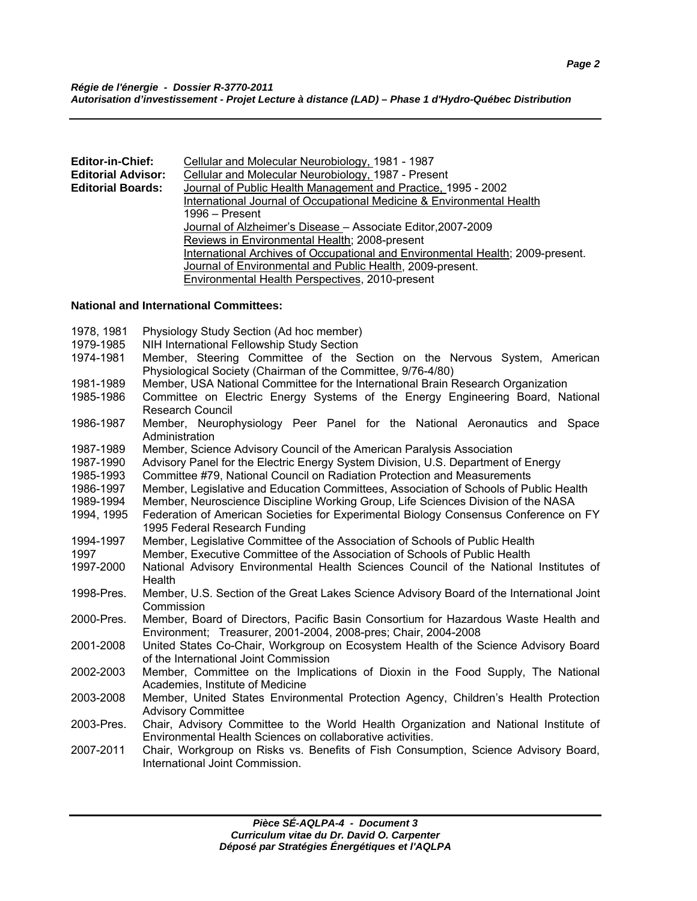**Editor-in-Chief:** Cellular and Molecular Neurobiology, 1981 - 1987

**Editorial Advisor:** Cellular and Molecular Neurobiology, 1987 - Present

**Editorial Boards:**
Journal of Public Health Management and Practice, 1995 - 2002
International Journal of Occupational Medicine & Environmental Health 1996 – Present
Journal of Alzheimer's Disease – Associate Editor,2007-2009
Reviews in Environmental Health; 2008-present
International Archives of Occupational and Environmental Health; 2009-present.
Journal of Environmental and Public Health, 2009-present.
Environmental Health Perspectives, 2010-present

**National and International Committees:**

| | |
|---|---|
| 1978, 1981 | Physiology Study Section (Ad hoc member) |
| 1979-1985 | NIH International Fellowship Study Section |
| 1974-1981 | Member, Steering Committee of the Section on the Nervous System, American Physiological Society (Chairman of the Committee, 9/76-4/80) |
| 1981-1989 | Member, USA National Committee for the International Brain Research Organization |
| 1985-1986 | Committee on Electric Energy Systems of the Energy Engineering Board, National Research Council |
| 1986-1987 | Member, Neurophysiology Peer Panel for the National Aeronautics and Space Administration |
| 1987-1989 | Member, Science Advisory Council of the American Paralysis Association |
| 1987-1990 | Advisory Panel for the Electric Energy System Division, U.S. Department of Energy |
| 1985-1993 | Committee #79, National Council on Radiation Protection and Measurements |
| 1986-1997 | Member, Legislative and Education Committees, Association of Schools of Public Health |
| 1989-1994 | Member, Neuroscience Discipline Working Group, Life Sciences Division of the NASA |
| 1994, 1995 | Federation of American Societies for Experimental Biology Consensus Conference on FY 1995 Federal Research Funding |
| 1994-1997 | Member, Legislative Committee of the Association of Schools of Public Health |
| 1997 | Member, Executive Committee of the Association of Schools of Public Health |
| 1997-2000 | National Advisory Environmental Health Sciences Council of the National Institutes of Health |
| 1998-Pres. | Member, U.S. Section of the Great Lakes Science Advisory Board of the International Joint Commission |
| 2000-Pres. | Member, Board of Directors, Pacific Basin Consortium for Hazardous Waste Health and Environment; Treasurer, 2001-2004, 2008-pres; Chair, 2004-2008 |
| 2001-2008 | United States Co-Chair, Workgroup on Ecosystem Health of the Science Advisory Board of the International Joint Commission |
| 2002-2003 | Member, Committee on the Implications of Dioxin in the Food Supply, The National Academies, Institute of Medicine |
| 2003-2008 | Member, United States Environmental Protection Agency, Children's Health Protection Advisory Committee |
| 2003-Pres. | Chair, Advisory Committee to the World Health Organization and National Institute of Environmental Health Sciences on collaborative activities. |
| 2007-2011 | Chair, Workgroup on Risks vs. Benefits of Fish Consumption, Science Advisory Board, International Joint Commission. |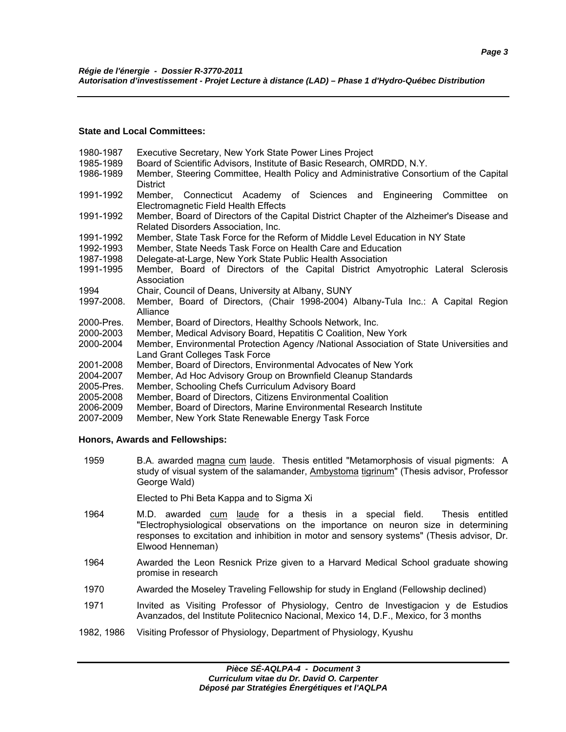**State and Local Committees:**

1980-1987 Executive Secretary, New York State Power Lines Project
1985-1989 Board of Scientific Advisors, Institute of Basic Research, OMRDD, N.Y.
1986-1989 Member, Steering Committee, Health Policy and Administrative Consortium of the Capital District
1991-1992 Member, Connecticut Academy of Sciences and Engineering Committee on Electromagnetic Field Health Effects
1991-1992 Member, Board of Directors of the Capital District Chapter of the Alzheimer's Disease and Related Disorders Association, Inc.
1991-1992 Member, State Task Force for the Reform of Middle Level Education in NY State
1992-1993 Member, State Needs Task Force on Health Care and Education
1987-1998 Delegate-at-Large, New York State Public Health Association
1991-1995 Member, Board of Directors of the Capital District Amyotrophic Lateral Sclerosis Association
1994 Chair, Council of Deans, University at Albany, SUNY
1997-2008. Member, Board of Directors, (Chair 1998-2004) Albany-Tula Inc.: A Capital Region Alliance
2000-Pres. Member, Board of Directors, Healthy Schools Network, Inc.
2000-2003 Member, Medical Advisory Board, Hepatitis C Coalition, New York
2000-2004 Member, Environmental Protection Agency /National Association of State Universities and Land Grant Colleges Task Force
2001-2008 Member, Board of Directors, Environmental Advocates of New York
2004-2007 Member, Ad Hoc Advisory Group on Brownfield Cleanup Standards
2005-Pres. Member, Schooling Chefs Curriculum Advisory Board
2005-2008 Member, Board of Directors, Citizens Environmental Coalition
2006-2009 Member, Board of Directors, Marine Environmental Research Institute
2007-2009 Member, New York State Renewable Energy Task Force

**Honors, Awards and Fellowships:**

1959 B.A. awarded magna cum laude. Thesis entitled "Metamorphosis of visual pigments: A study of visual system of the salamander, Ambystoma tigrinum" (Thesis advisor, Professor George Wald)

Elected to Phi Beta Kappa and to Sigma Xi

1964 M.D. awarded cum laude for a thesis in a special field. Thesis entitled "Electrophysiological observations on the importance on neuron size in determining responses to excitation and inhibition in motor and sensory systems" (Thesis advisor, Dr. Elwood Henneman)

1964 Awarded the Leon Resnick Prize given to a Harvard Medical School graduate showing promise in research

1970 Awarded the Moseley Traveling Fellowship for study in England (Fellowship declined)

1971 Invited as Visiting Professor of Physiology, Centro de Investigacion y de Estudios Avanzados, del Institute Politecnico Nacional, Mexico 14, D.F., Mexico, for 3 months

1982, 1986 Visiting Professor of Physiology, Department of Physiology, Kyushu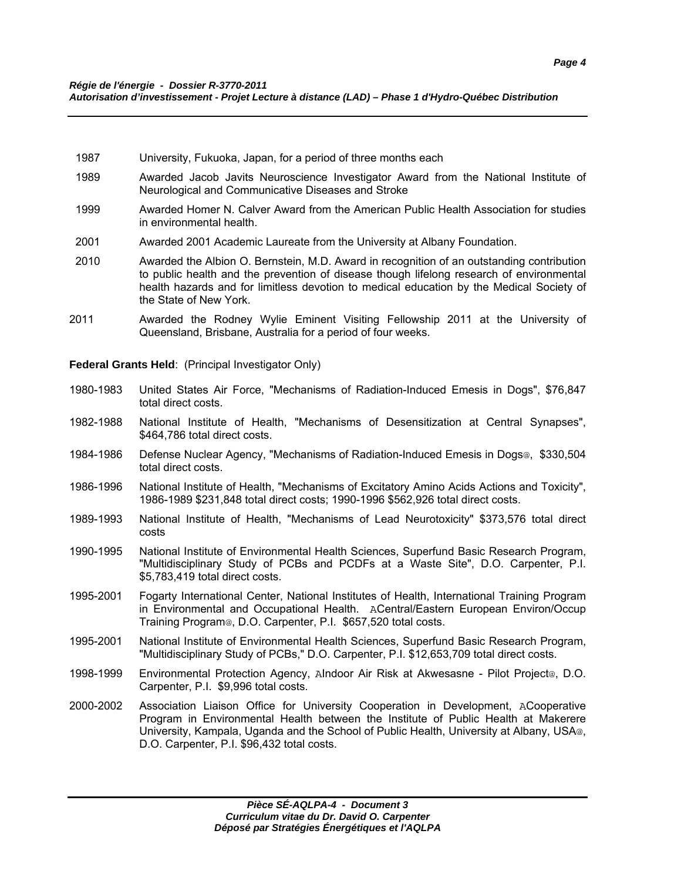1987 University, Fukuoka, Japan, for a period of three months each

1989 Awarded Jacob Javits Neuroscience Investigator Award from the National Institute of Neurological and Communicative Diseases and Stroke

1999 Awarded Homer N. Calver Award from the American Public Health Association for studies in environmental health.

2001 Awarded 2001 Academic Laureate from the University at Albany Foundation.

2010 Awarded the Albion O. Bernstein, M.D. Award in recognition of an outstanding contribution to public health and the prevention of disease though lifelong research of environmental health hazards and for limitless devotion to medical education by the Medical Society of the State of New York.

2011 Awarded the Rodney Wylie Eminent Visiting Fellowship 2011 at the University of Queensland, Brisbane, Australia for a period of four weeks.

**Federal Grants Held**: (Principal Investigator Only)

1980-1983 United States Air Force, "Mechanisms of Radiation-Induced Emesis in Dogs", $76,847 total direct costs.

1982-1988 National Institute of Health, "Mechanisms of Desensitization at Central Synapses", $464,786 total direct costs.

1984-1986 Defense Nuclear Agency, "Mechanisms of Radiation-Induced Emesis in Dogs@, $330,504 total direct costs.

1986-1996 National Institute of Health, "Mechanisms of Excitatory Amino Acids Actions and Toxicity", 1986-1989 $231,848 total direct costs; 1990-1996 $562,926 total direct costs.

1989-1993 National Institute of Health, "Mechanisms of Lead Neurotoxicity" $373,576 total direct costs

1990-1995 National Institute of Environmental Health Sciences, Superfund Basic Research Program, "Multidisciplinary Study of PCBs and PCDFs at a Waste Site", D.O. Carpenter, P.I. $5,783,419 total direct costs.

1995-2001 Fogarty International Center, National Institutes of Health, International Training Program in Environmental and Occupational Health. ACentral/Eastern European Environ/Occup Training Program@, D.O. Carpenter, P.I. $657,520 total costs.

1995-2001 National Institute of Environmental Health Sciences, Superfund Basic Research Program, "Multidisciplinary Study of PCBs," D.O. Carpenter, P.I. $12,653,709 total direct costs.

1998-1999 Environmental Protection Agency, AIndoor Air Risk at Akwesasne - Pilot Project@, D.O. Carpenter, P.I. $9,996 total costs.

2000-2002 Association Liaison Office for University Cooperation in Development, ACooperative Program in Environmental Health between the Institute of Public Health at Makerere University, Kampala, Uganda and the School of Public Health, University at Albany, USA@, D.O. Carpenter, P.I. $96,432 total costs.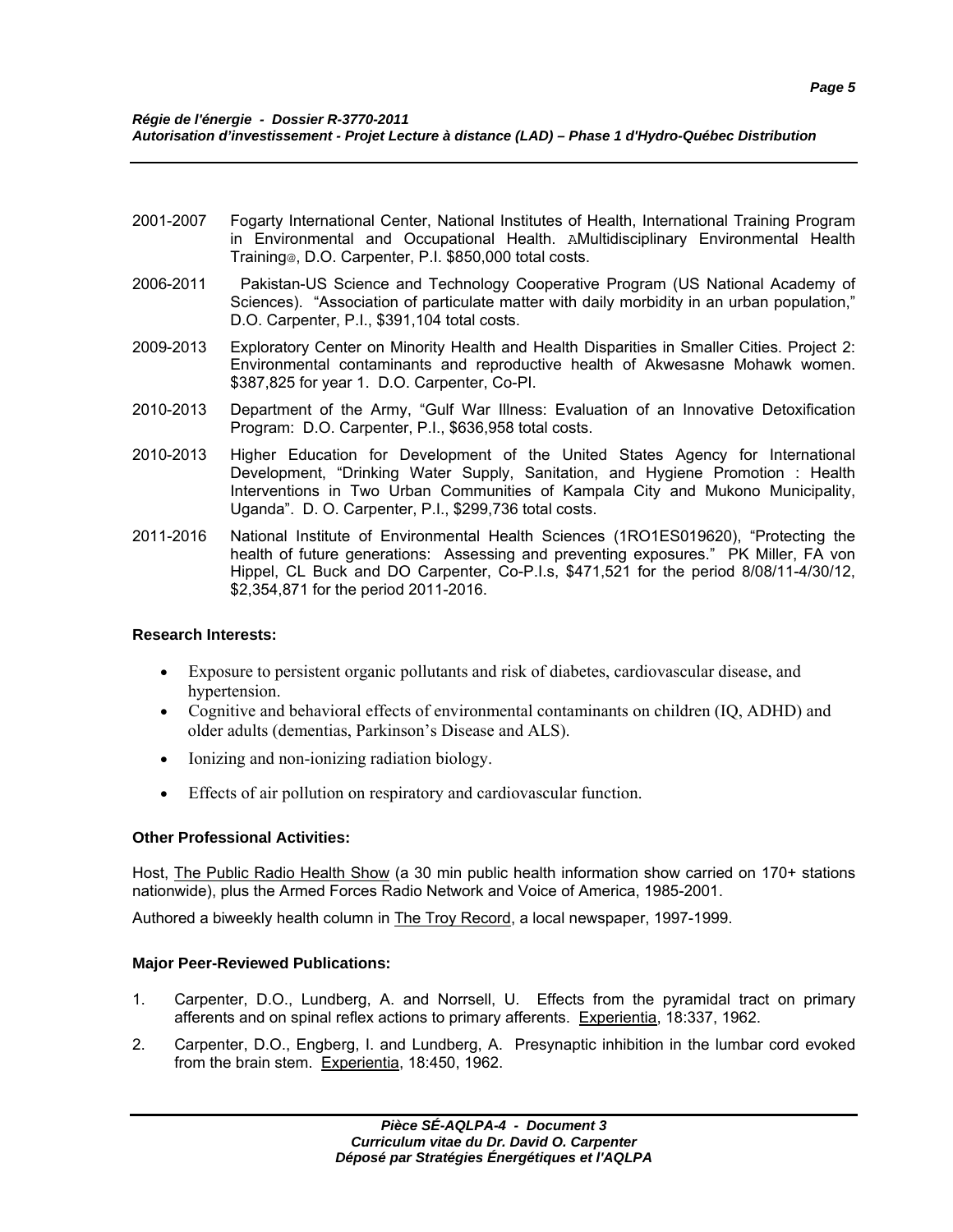2001-2007 Fogarty International Center, National Institutes of Health, International Training Program in Environmental and Occupational Health. AMultidisciplinary Environmental Health Training@, D.O. Carpenter, P.I. $850,000 total costs.

2006-2011 Pakistan-US Science and Technology Cooperative Program (US National Academy of Sciences). "Association of particulate matter with daily morbidity in an urban population," D.O. Carpenter, P.I., $391,104 total costs.

2009-2013 Exploratory Center on Minority Health and Health Disparities in Smaller Cities. Project 2: Environmental contaminants and reproductive health of Akwesasne Mohawk women. $387,825 for year 1. D.O. Carpenter, Co-PI.

2010-2013 Department of the Army, "Gulf War Illness: Evaluation of an Innovative Detoxification Program: D.O. Carpenter, P.I., $636,958 total costs.

2010-2013 Higher Education for Development of the United States Agency for International Development, "Drinking Water Supply, Sanitation, and Hygiene Promotion : Health Interventions in Two Urban Communities of Kampala City and Mukono Municipality, Uganda". D. O. Carpenter, P.I., $299,736 total costs.

2011-2016 National Institute of Environmental Health Sciences (1RO1ES019620), "Protecting the health of future generations: Assessing and preventing exposures." PK Miller, FA von Hippel, CL Buck and DO Carpenter, Co-P.I.s, $471,521 for the period 8/08/11-4/30/12, $2,354,871 for the period 2011-2016.

**Research Interests:**

- Exposure to persistent organic pollutants and risk of diabetes, cardiovascular disease, and hypertension.
- Cognitive and behavioral effects of environmental contaminants on children (IQ, ADHD) and older adults (dementias, Parkinson's Disease and ALS).
- Ionizing and non-ionizing radiation biology.
- Effects of air pollution on respiratory and cardiovascular function.

**Other Professional Activities:**

Host, The Public Radio Health Show (a 30 min public health information show carried on 170+ stations nationwide), plus the Armed Forces Radio Network and Voice of America, 1985-2001.

Authored a biweekly health column in The Troy Record, a local newspaper, 1997-1999.

**Major Peer-Reviewed Publications:**

1. Carpenter, D.O., Lundberg, A. and Norrsell, U. Effects from the pyramidal tract on primary afferents and on spinal reflex actions to primary afferents. Experientia, 18:337, 1962.
2. Carpenter, D.O., Engberg, I. and Lundberg, A. Presynaptic inhibition in the lumbar cord evoked from the brain stem. Experientia, 18:450, 1962.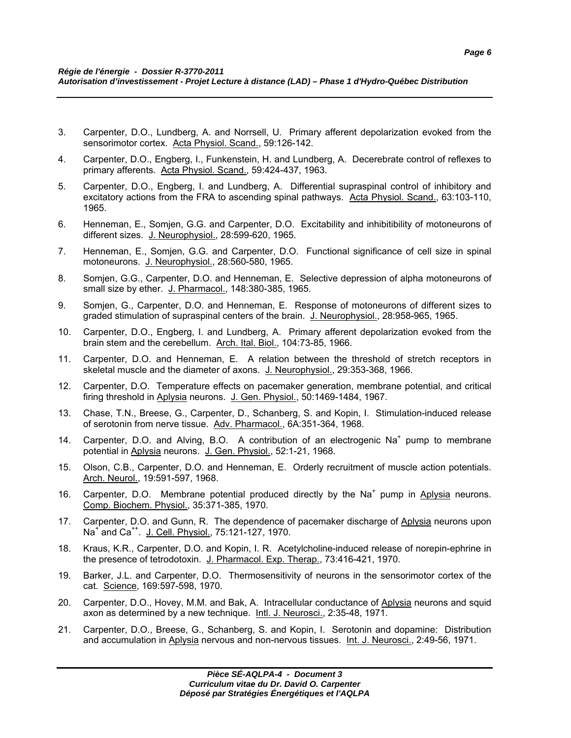3. Carpenter, D.O., Lundberg, A. and Norrsell, U. Primary afferent depolarization evoked from the sensorimotor cortex. Acta Physiol. Scand., 59:126-142.

4. Carpenter, D.O., Engberg, I., Funkenstein, H. and Lundberg, A. Decerebrate control of reflexes to primary afferents. Acta Physiol. Scand., 59:424-437, 1963.

5. Carpenter, D.O., Engberg, I. and Lundberg, A. Differential supraspinal control of inhibitory and excitatory actions from the FRA to ascending spinal pathways. Acta Physiol. Scand., 63:103-110, 1965.

6. Henneman, E., Somjen, G.G. and Carpenter, D.O. Excitability and inhibitibility of motoneurons of different sizes. J. Neurophysiol., 28:599-620, 1965.

7. Henneman, E., Somjen, G.G. and Carpenter, D.O. Functional significance of cell size in spinal motoneurons. J. Neurophysiol., 28:560-580, 1965.

8. Somjen, G.G., Carpenter, D.O. and Henneman, E. Selective depression of alpha motoneurons of small size by ether. J. Pharmacol., 148:380-385, 1965.

9. Somjen, G., Carpenter, D.O. and Henneman, E. Response of motoneurons of different sizes to graded stimulation of supraspinal centers of the brain. J. Neurophysiol., 28:958-965, 1965.

10. Carpenter, D.O., Engberg, I. and Lundberg, A. Primary afferent depolarization evoked from the brain stem and the cerebellum. Arch. Ital. Biol., 104:73-85, 1966.

11. Carpenter, D.O. and Henneman, E. A relation between the threshold of stretch receptors in skeletal muscle and the diameter of axons. J. Neurophysiol., 29:353-368, 1966.

12. Carpenter, D.O. Temperature effects on pacemaker generation, membrane potential, and critical firing threshold in Aplysia neurons. J. Gen. Physiol., 50:1469-1484, 1967.

13. Chase, T.N., Breese, G., Carpenter, D., Schanberg, S. and Kopin, I. Stimulation-induced release of serotonin from nerve tissue. Adv. Pharmacol., 6A:351-364, 1968.

14. Carpenter, D.O. and Alving, B.O. A contribution of an electrogenic $Na^+$ pump to membrane potential in Aplysia neurons. J. Gen. Physiol., 52:1-21, 1968.

15. Olson, C.B., Carpenter, D.O. and Henneman, E. Orderly recruitment of muscle action potentials. Arch. Neurol., 19:591-597, 1968.

16. Carpenter, D.O. Membrane potential produced directly by the $Na^+$ pump in Aplysia neurons. Comp. Biochem. Physiol., 35:371-385, 1970.

17. Carpenter, D.O. and Gunn, R. The dependence of pacemaker discharge of Aplysia neurons upon $Na^+$ and $Ca^{++}$. J. Cell. Physiol., 75:121-127, 1970.

18. Kraus, K.R., Carpenter, D.O. and Kopin, I. R. Acetylcholine-induced release of norepin-ephrine in the presence of tetrodotoxin. J. Pharmacol. Exp. Therap., 73:416-421, 1970.

19. Barker, J.L. and Carpenter, D.O. Thermosensitivity of neurons in the sensorimotor cortex of the cat. Science, 169:597-598, 1970.

20. Carpenter, D.O., Hovey, M.M. and Bak, A. Intracellular conductance of Aplysia neurons and squid axon as determined by a new technique. Intl. J. Neurosci., 2:35-48, 1971.

21. Carpenter, D.O., Breese, G., Schanberg, S. and Kopin, I. Serotonin and dopamine: Distribution and accumulation in Aplysia nervous and non-nervous tissues. Int. J. Neurosci., 2:49-56, 1971.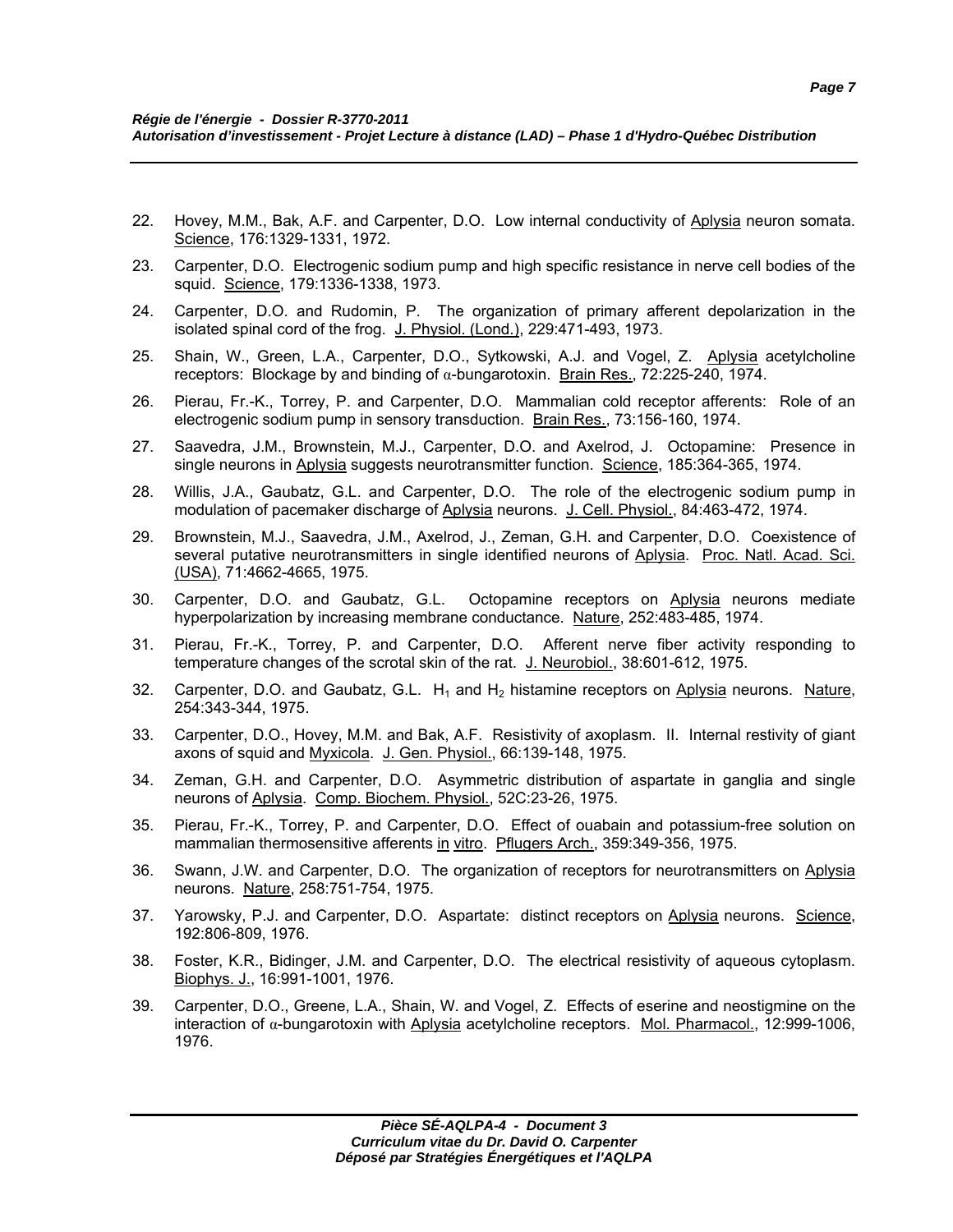22. Hovey, M.M., Bak, A.F. and Carpenter, D.O. Low internal conductivity of Aplysia neuron somata. Science, 176:1329-1331, 1972.

23. Carpenter, D.O. Electrogenic sodium pump and high specific resistance in nerve cell bodies of the squid. Science, 179:1336-1338, 1973.

24. Carpenter, D.O. and Rudomin, P. The organization of primary afferent depolarization in the isolated spinal cord of the frog. J. Physiol. (Lond.), 229:471-493, 1973.

25. Shain, W., Green, L.A., Carpenter, D.O., Sytkowski, A.J. and Vogel, Z. Aplysia acetylcholine receptors: Blockage by and binding of α-bungarotoxin. Brain Res., 72:225-240, 1974.

26. Pierau, Fr.-K., Torrey, P. and Carpenter, D.O. Mammalian cold receptor afferents: Role of an electrogenic sodium pump in sensory transduction. Brain Res., 73:156-160, 1974.

27. Saavedra, J.M., Brownstein, M.J., Carpenter, D.O. and Axelrod, J. Octopamine: Presence in single neurons in Aplysia suggests neurotransmitter function. Science, 185:364-365, 1974.

28. Willis, J.A., Gaubatz, G.L. and Carpenter, D.O. The role of the electrogenic sodium pump in modulation of pacemaker discharge of Aplysia neurons. J. Cell. Physiol., 84:463-472, 1974.

29. Brownstein, M.J., Saavedra, J.M., Axelrod, J., Zeman, G.H. and Carpenter, D.O. Coexistence of several putative neurotransmitters in single identified neurons of Aplysia. Proc. Natl. Acad. Sci. (USA), 71:4662-4665, 1975.

30. Carpenter, D.O. and Gaubatz, G.L. Octopamine receptors on Aplysia neurons mediate hyperpolarization by increasing membrane conductance. Nature, 252:483-485, 1974.

31. Pierau, Fr.-K., Torrey, P. and Carpenter, D.O. Afferent nerve fiber activity responding to temperature changes of the scrotal skin of the rat. J. Neurobiol., 38:601-612, 1975.

32. Carpenter, D.O. and Gaubatz, G.L. $H_1$ and $H_2$ histamine receptors on Aplysia neurons. Nature, 254:343-344, 1975.

33. Carpenter, D.O., Hovey, M.M. and Bak, A.F. Resistivity of axoplasm. II. Internal restivity of giant axons of squid and Myxicola. J. Gen. Physiol., 66:139-148, 1975.

34. Zeman, G.H. and Carpenter, D.O. Asymmetric distribution of aspartate in ganglia and single neurons of Aplysia. Comp. Biochem. Physiol., 52C:23-26, 1975.

35. Pierau, Fr.-K., Torrey, P. and Carpenter, D.O. Effect of ouabain and potassium-free solution on mammalian thermosensitive afferents in vitro. Pflugers Arch., 359:349-356, 1975.

36. Swann, J.W. and Carpenter, D.O. The organization of receptors for neurotransmitters on Aplysia neurons. Nature, 258:751-754, 1975.

37. Yarowsky, P.J. and Carpenter, D.O. Aspartate: distinct receptors on Aplysia neurons. Science, 192:806-809, 1976.

38. Foster, K.R., Bidinger, J.M. and Carpenter, D.O. The electrical resistivity of aqueous cytoplasm. Biophys. J., 16:991-1001, 1976.

39. Carpenter, D.O., Greene, L.A., Shain, W. and Vogel, Z. Effects of eserine and neostigmine on the interaction of α-bungarotoxin with Aplysia acetylcholine receptors. Mol. Pharmacol., 12:999-1006, 1976.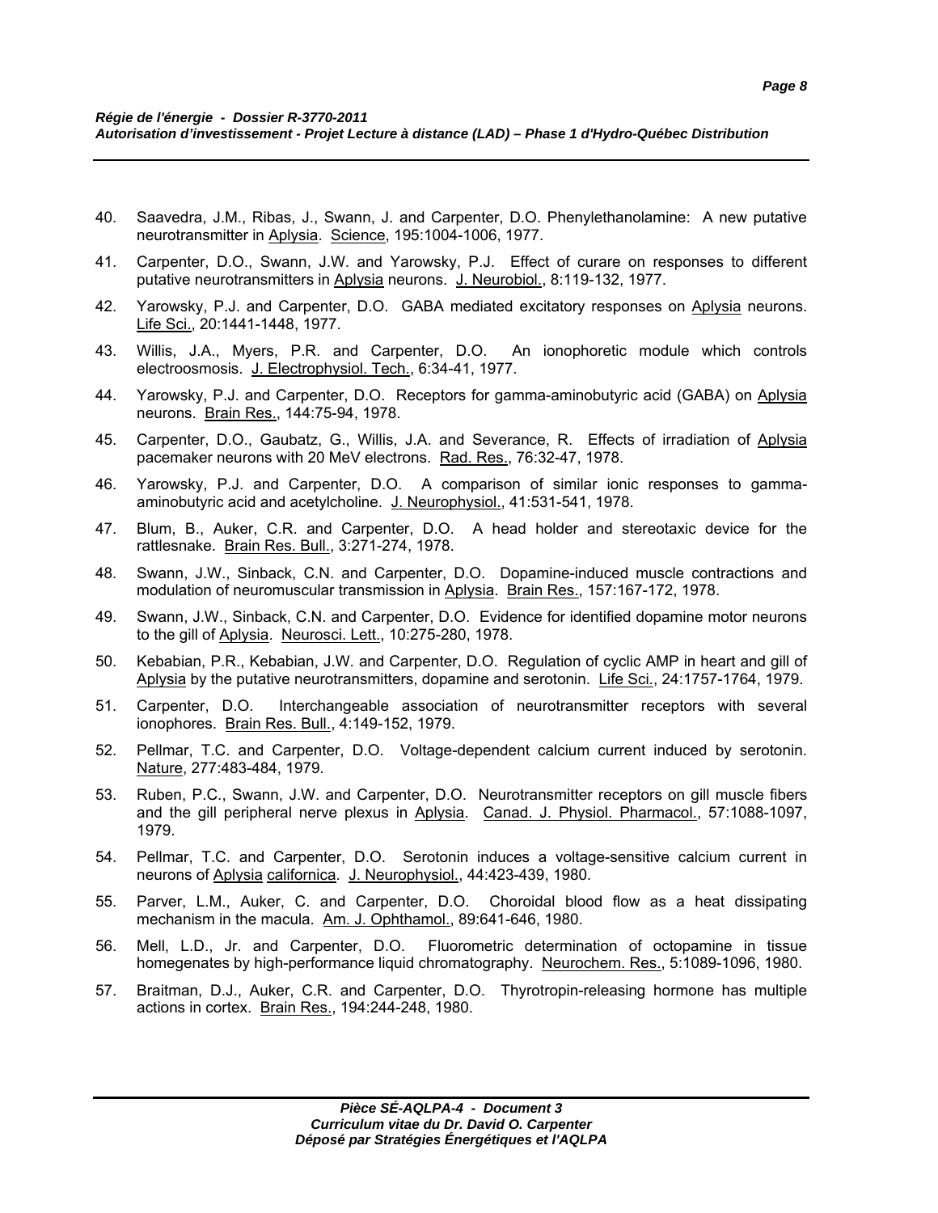40. Saavedra, J.M., Ribas, J., Swann, J. and Carpenter, D.O. Phenylethanolamine: A new putative neurotransmitter in Aplysia. Science, 195:1004-1006, 1977.

41. Carpenter, D.O., Swann, J.W. and Yarowsky, P.J. Effect of curare on responses to different putative neurotransmitters in Aplysia neurons. J. Neurobiol., 8:119-132, 1977.

42. Yarowsky, P.J. and Carpenter, D.O. GABA mediated excitatory responses on Aplysia neurons. Life Sci., 20:1441-1448, 1977.

43. Willis, J.A., Myers, P.R. and Carpenter, D.O. An ionophoretic module which controls electroosmosis. J. Electrophysiol. Tech., 6:34-41, 1977.

44. Yarowsky, P.J. and Carpenter, D.O. Receptors for gamma-aminobutyric acid (GABA) on Aplysia neurons. Brain Res., 144:75-94, 1978.

45. Carpenter, D.O., Gaubatz, G., Willis, J.A. and Severance, R. Effects of irradiation of Aplysia pacemaker neurons with 20 MeV electrons. Rad. Res., 76:32-47, 1978.

46. Yarowsky, P.J. and Carpenter, D.O. A comparison of similar ionic responses to gamma-aminobutyric acid and acetylcholine. J. Neurophysiol., 41:531-541, 1978.

47. Blum, B., Auker, C.R. and Carpenter, D.O. A head holder and stereotaxic device for the rattlesnake. Brain Res. Bull., 3:271-274, 1978.

48. Swann, J.W., Sinback, C.N. and Carpenter, D.O. Dopamine-induced muscle contractions and modulation of neuromuscular transmission in Aplysia. Brain Res., 157:167-172, 1978.

49. Swann, J.W., Sinback, C.N. and Carpenter, D.O. Evidence for identified dopamine motor neurons to the gill of Aplysia. Neurosci. Lett., 10:275-280, 1978.

50. Kebabian, P.R., Kebabian, J.W. and Carpenter, D.O. Regulation of cyclic AMP in heart and gill of Aplysia by the putative neurotransmitters, dopamine and serotonin. Life Sci., 24:1757-1764, 1979.

51. Carpenter, D.O. Interchangeable association of neurotransmitter receptors with several ionophores. Brain Res. Bull., 4:149-152, 1979.

52. Pellmar, T.C. and Carpenter, D.O. Voltage-dependent calcium current induced by serotonin. Nature, 277:483-484, 1979.

53. Ruben, P.C., Swann, J.W. and Carpenter, D.O. Neurotransmitter receptors on gill muscle fibers and the gill peripheral nerve plexus in Aplysia. Canad. J. Physiol. Pharmacol., 57:1088-1097, 1979.

54. Pellmar, T.C. and Carpenter, D.O. Serotonin induces a voltage-sensitive calcium current in neurons of Aplysia californica. J. Neurophysiol., 44:423-439, 1980.

55. Parver, L.M., Auker, C. and Carpenter, D.O. Choroidal blood flow as a heat dissipating mechanism in the macula. Am. J. Ophthamol., 89:641-646, 1980.

56. Mell, L.D., Jr. and Carpenter, D.O. Fluorometric determination of octopamine in tissue homegenates by high-performance liquid chromatography. Neurochem. Res., 5:1089-1096, 1980.

57. Braitman, D.J., Auker, C.R. and Carpenter, D.O. Thyrotropin-releasing hormone has multiple actions in cortex. Brain Res., 194:244-248, 1980.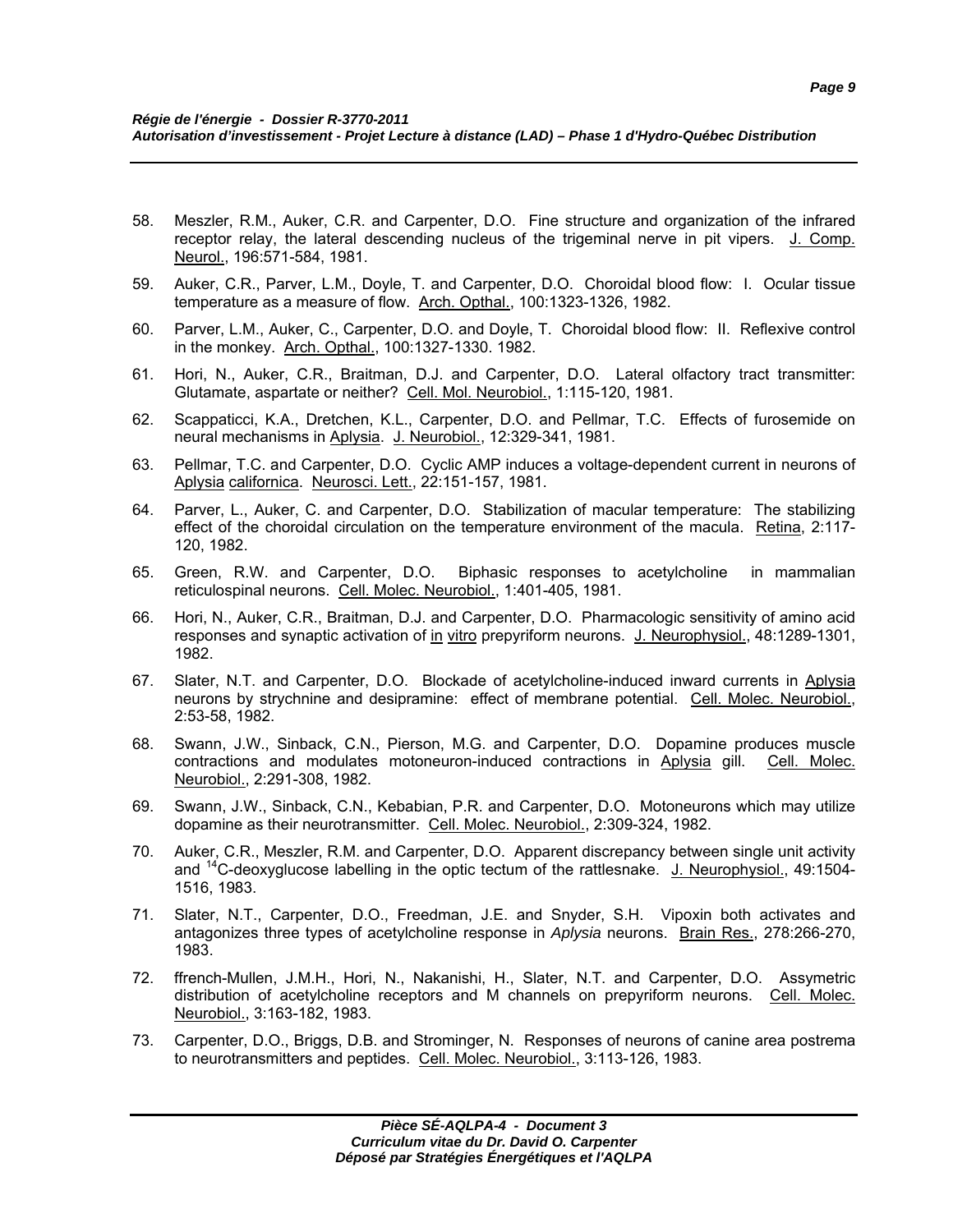58. Meszler, R.M., Auker, C.R. and Carpenter, D.O. Fine structure and organization of the infrared receptor relay, the lateral descending nucleus of the trigeminal nerve in pit vipers. J. Comp. Neurol., 196:571-584, 1981.

59. Auker, C.R., Parver, L.M., Doyle, T. and Carpenter, D.O. Choroidal blood flow: I. Ocular tissue temperature as a measure of flow. Arch. Opthal., 100:1323-1326, 1982.

60. Parver, L.M., Auker, C., Carpenter, D.O. and Doyle, T. Choroidal blood flow: II. Reflexive control in the monkey. Arch. Opthal., 100:1327-1330. 1982.

61. Hori, N., Auker, C.R., Braitman, D.J. and Carpenter, D.O. Lateral olfactory tract transmitter: Glutamate, aspartate or neither? Cell. Mol. Neurobiol., 1:115-120, 1981.

62. Scappaticci, K.A., Dretchen, K.L., Carpenter, D.O. and Pellmar, T.C. Effects of furosemide on neural mechanisms in Aplysia. J. Neurobiol., 12:329-341, 1981.

63. Pellmar, T.C. and Carpenter, D.O. Cyclic AMP induces a voltage-dependent current in neurons of Aplysia californica. Neurosci. Lett., 22:151-157, 1981.

64. Parver, L., Auker, C. and Carpenter, D.O. Stabilization of macular temperature: The stabilizing effect of the choroidal circulation on the temperature environment of the macula. Retina, 2:117-120, 1982.

65. Green, R.W. and Carpenter, D.O. Biphasic responses to acetylcholine in mammalian reticulospinal neurons. Cell. Molec. Neurobiol., 1:401-405, 1981.

66. Hori, N., Auker, C.R., Braitman, D.J. and Carpenter, D.O. Pharmacologic sensitivity of amino acid responses and synaptic activation of in vitro prepyriform neurons. J. Neurophysiol., 48:1289-1301, 1982.

67. Slater, N.T. and Carpenter, D.O. Blockade of acetylcholine-induced inward currents in Aplysia neurons by strychnine and desipramine: effect of membrane potential. Cell. Molec. Neurobiol., 2:53-58, 1982.

68. Swann, J.W., Sinback, C.N., Pierson, M.G. and Carpenter, D.O. Dopamine produces muscle contractions and modulates motoneuron-induced contractions in Aplysia gill. Cell. Molec. Neurobiol., 2:291-308, 1982.

69. Swann, J.W., Sinback, C.N., Kebabian, P.R. and Carpenter, D.O. Motoneurons which may utilize dopamine as their neurotransmitter. Cell. Molec. Neurobiol., 2:309-324, 1982.

70. Auker, C.R., Meszler, R.M. and Carpenter, D.O. Apparent discrepancy between single unit activity and $^{14}C$-deoxyglucose labelling in the optic tectum of the rattlesnake. J. Neurophysiol., 49:1504-1516, 1983.

71. Slater, N.T., Carpenter, D.O., Freedman, J.E. and Snyder, S.H. Vipoxin both activates and antagonizes three types of acetylcholine response in *Aplysia* neurons. Brain Res., 278:266-270, 1983.

72. ffrench-Mullen, J.M.H., Hori, N., Nakanishi, H., Slater, N.T. and Carpenter, D.O. Assymetric distribution of acetylcholine receptors and M channels on prepyriform neurons. Cell. Molec. Neurobiol., 3:163-182, 1983.

73. Carpenter, D.O., Briggs, D.B. and Strominger, N. Responses of neurons of canine area postrema to neurotransmitters and peptides. Cell. Molec. Neurobiol., 3:113-126, 1983.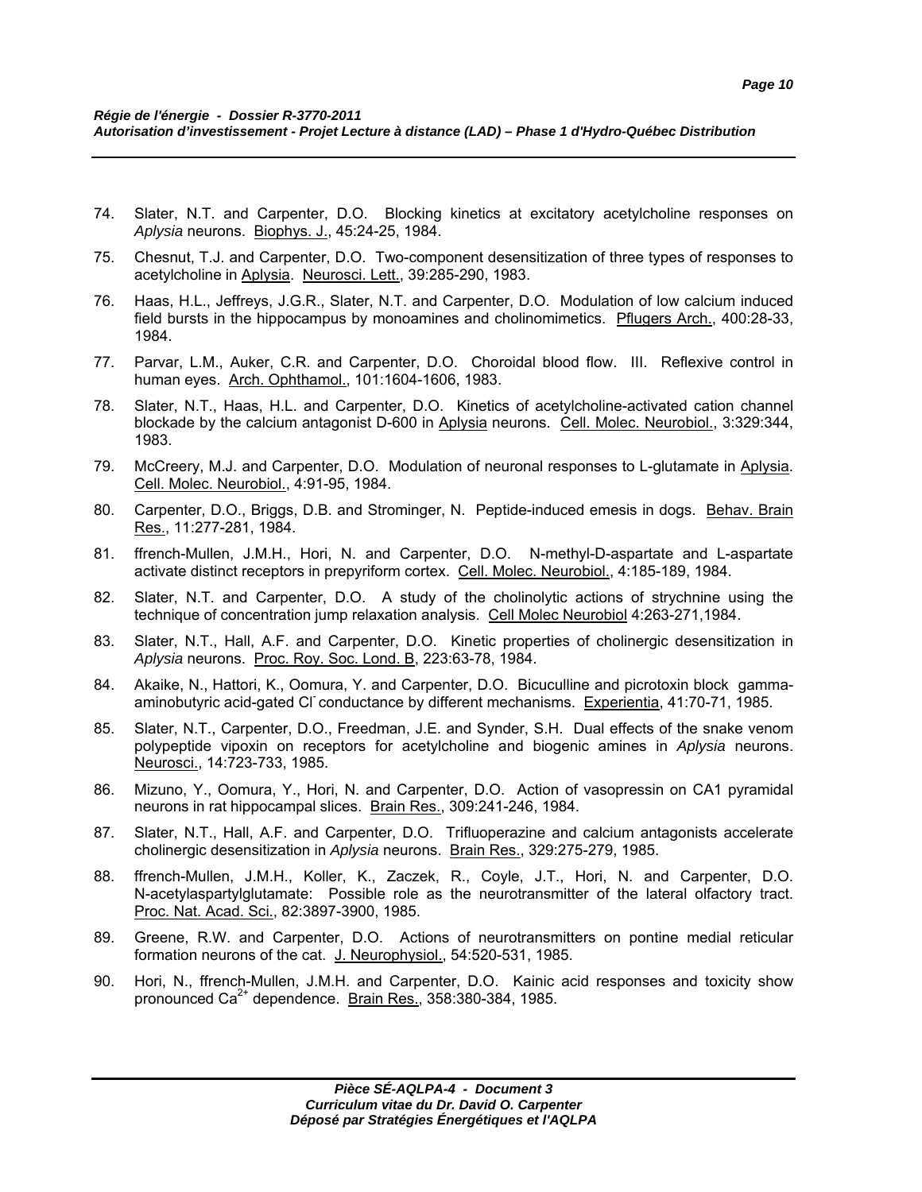74. Slater, N.T. and Carpenter, D.O. Blocking kinetics at excitatory acetylcholine responses on *Aplysia* neurons. Biophys. J., 45:24-25, 1984.

75. Chesnut, T.J. and Carpenter, D.O. Two-component desensitization of three types of responses to acetylcholine in Aplysia. Neurosci. Lett., 39:285-290, 1983.

76. Haas, H.L., Jeffreys, J.G.R., Slater, N.T. and Carpenter, D.O. Modulation of low calcium induced field bursts in the hippocampus by monoamines and cholinomimetics. Pflugers Arch., 400:28-33, 1984.

77. Parvar, L.M., Auker, C.R. and Carpenter, D.O. Choroidal blood flow. III. Reflexive control in human eyes. Arch. Ophthamol., 101:1604-1606, 1983.

78. Slater, N.T., Haas, H.L. and Carpenter, D.O. Kinetics of acetylcholine-activated cation channel blockade by the calcium antagonist D-600 in Aplysia neurons. Cell. Molec. Neurobiol., 3:329:344, 1983.

79. McCreery, M.J. and Carpenter, D.O. Modulation of neuronal responses to L-glutamate in Aplysia. Cell. Molec. Neurobiol., 4:91-95, 1984.

80. Carpenter, D.O., Briggs, D.B. and Strominger, N. Peptide-induced emesis in dogs. Behav. Brain Res., 11:277-281, 1984.

81. ffrench-Mullen, J.M.H., Hori, N. and Carpenter, D.O. N-methyl-D-aspartate and L-aspartate activate distinct receptors in prepyriform cortex. Cell. Molec. Neurobiol., 4:185-189, 1984.

82. Slater, N.T. and Carpenter, D.O. A study of the cholinolytic actions of strychnine using the technique of concentration jump relaxation analysis. Cell Molec Neurobiol 4:263-271,1984.

83. Slater, N.T., Hall, A.F. and Carpenter, D.O. Kinetic properties of cholinergic desensitization in *Aplysia* neurons. Proc. Roy. Soc. Lond. B, 223:63-78, 1984.

84. Akaike, N., Hattori, K., Oomura, Y. and Carpenter, D.O. Bicuculline and picrotoxin block gamma-aminobutyric acid-gated $Cl^-$ conductance by different mechanisms. Experientia, 41:70-71, 1985.

85. Slater, N.T., Carpenter, D.O., Freedman, J.E. and Synder, S.H. Dual effects of the snake venom polypeptide vipoxin on receptors for acetylcholine and biogenic amines in *Aplysia* neurons. Neurosci., 14:723-733, 1985.

86. Mizuno, Y., Oomura, Y., Hori, N. and Carpenter, D.O. Action of vasopressin on CA1 pyramidal neurons in rat hippocampal slices. Brain Res., 309:241-246, 1984.

87. Slater, N.T., Hall, A.F. and Carpenter, D.O. Trifluoperazine and calcium antagonists accelerate cholinergic desensitization in *Aplysia* neurons. Brain Res., 329:275-279, 1985.

88. ffrench-Mullen, J.M.H., Koller, K., Zaczek, R., Coyle, J.T., Hori, N. and Carpenter, D.O. N-acetylaspartylglutamate: Possible role as the neurotransmitter of the lateral olfactory tract. Proc. Nat. Acad. Sci., 82:3897-3900, 1985.

89. Greene, R.W. and Carpenter, D.O. Actions of neurotransmitters on pontine medial reticular formation neurons of the cat. J. Neurophysiol., 54:520-531, 1985.

90. Hori, N., ffrench-Mullen, J.M.H. and Carpenter, D.O. Kainic acid responses and toxicity show pronounced $Ca^{2+}$ dependence. Brain Res., 358:380-384, 1985.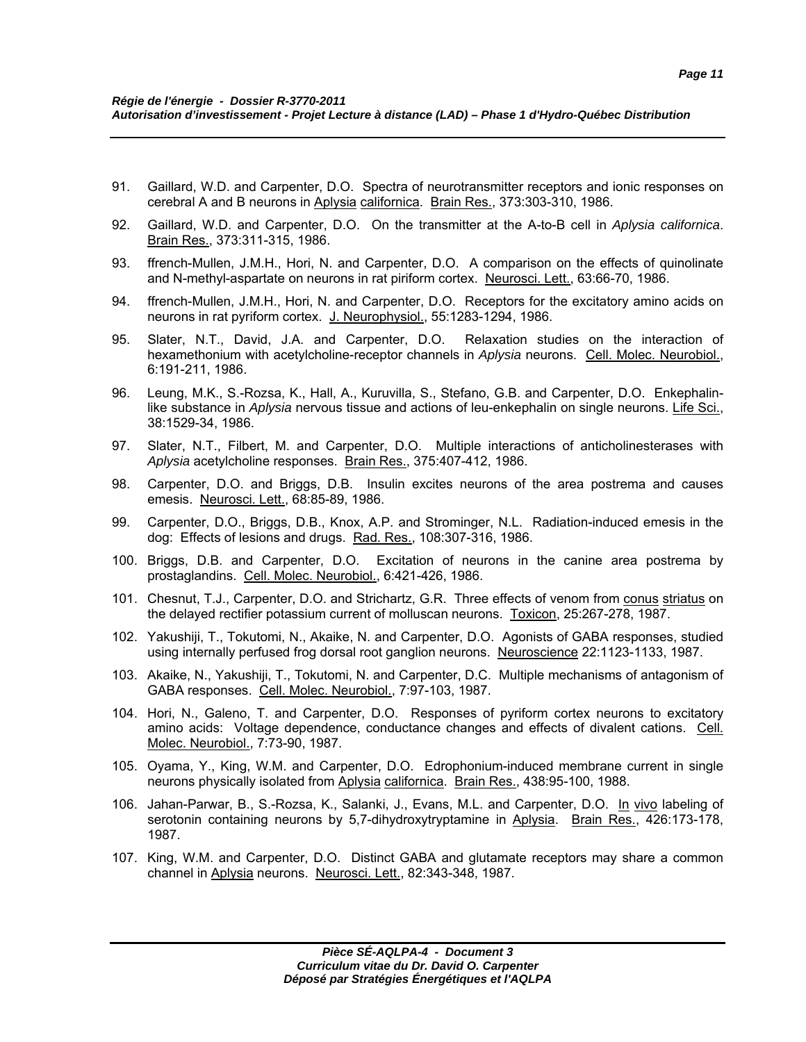91. Gaillard, W.D. and Carpenter, D.O. Spectra of neurotransmitter receptors and ionic responses on cerebral A and B neurons in Aplysia californica. Brain Res., 373:303-310, 1986.

92. Gaillard, W.D. and Carpenter, D.O. On the transmitter at the A-to-B cell in *Aplysia californica*. Brain Res., 373:311-315, 1986.

93. ffrench-Mullen, J.M.H., Hori, N. and Carpenter, D.O. A comparison on the effects of quinolinate and N-methyl-aspartate on neurons in rat piriform cortex. Neurosci. Lett., 63:66-70, 1986.

94. ffrench-Mullen, J.M.H., Hori, N. and Carpenter, D.O. Receptors for the excitatory amino acids on neurons in rat pyriform cortex. J. Neurophysiol., 55:1283-1294, 1986.

95. Slater, N.T., David, J.A. and Carpenter, D.O. Relaxation studies on the interaction of hexamethonium with acetylcholine-receptor channels in *Aplysia* neurons. Cell. Molec. Neurobiol., 6:191-211, 1986.

96. Leung, M.K., S.-Rozsa, K., Hall, A., Kuruvilla, S., Stefano, G.B. and Carpenter, D.O. Enkephalin-like substance in *Aplysia* nervous tissue and actions of leu-enkephalin on single neurons. Life Sci., 38:1529-34, 1986.

97. Slater, N.T., Filbert, M. and Carpenter, D.O. Multiple interactions of anticholinesterases with *Aplysia* acetylcholine responses. Brain Res., 375:407-412, 1986.

98. Carpenter, D.O. and Briggs, D.B. Insulin excites neurons of the area postrema and causes emesis. Neurosci. Lett., 68:85-89, 1986.

99. Carpenter, D.O., Briggs, D.B., Knox, A.P. and Strominger, N.L. Radiation-induced emesis in the dog: Effects of lesions and drugs. Rad. Res., 108:307-316, 1986.

100. Briggs, D.B. and Carpenter, D.O. Excitation of neurons in the canine area postrema by prostaglandins. Cell. Molec. Neurobiol., 6:421-426, 1986.

101. Chesnut, T.J., Carpenter, D.O. and Strichartz, G.R. Three effects of venom from conus striatus on the delayed rectifier potassium current of molluscan neurons. Toxicon, 25:267-278, 1987.

102. Yakushiji, T., Tokutomi, N., Akaike, N. and Carpenter, D.O. Agonists of GABA responses, studied using internally perfused frog dorsal root ganglion neurons. Neuroscience 22:1123-1133, 1987.

103. Akaike, N., Yakushiji, T., Tokutomi, N. and Carpenter, D.C. Multiple mechanisms of antagonism of GABA responses. Cell. Molec. Neurobiol., 7:97-103, 1987.

104. Hori, N., Galeno, T. and Carpenter, D.O. Responses of pyriform cortex neurons to excitatory amino acids: Voltage dependence, conductance changes and effects of divalent cations. Cell. Molec. Neurobiol., 7:73-90, 1987.

105. Oyama, Y., King, W.M. and Carpenter, D.O. Edrophonium-induced membrane current in single neurons physically isolated from Aplysia californica. Brain Res., 438:95-100, 1988.

106. Jahan-Parwar, B., S.-Rozsa, K., Salanki, J., Evans, M.L. and Carpenter, D.O. In vivo labeling of serotonin containing neurons by 5,7-dihydroxytryptamine in Aplysia. Brain Res., 426:173-178, 1987.

107. King, W.M. and Carpenter, D.O. Distinct GABA and glutamate receptors may share a common channel in Aplysia neurons. Neurosci. Lett., 82:343-348, 1987.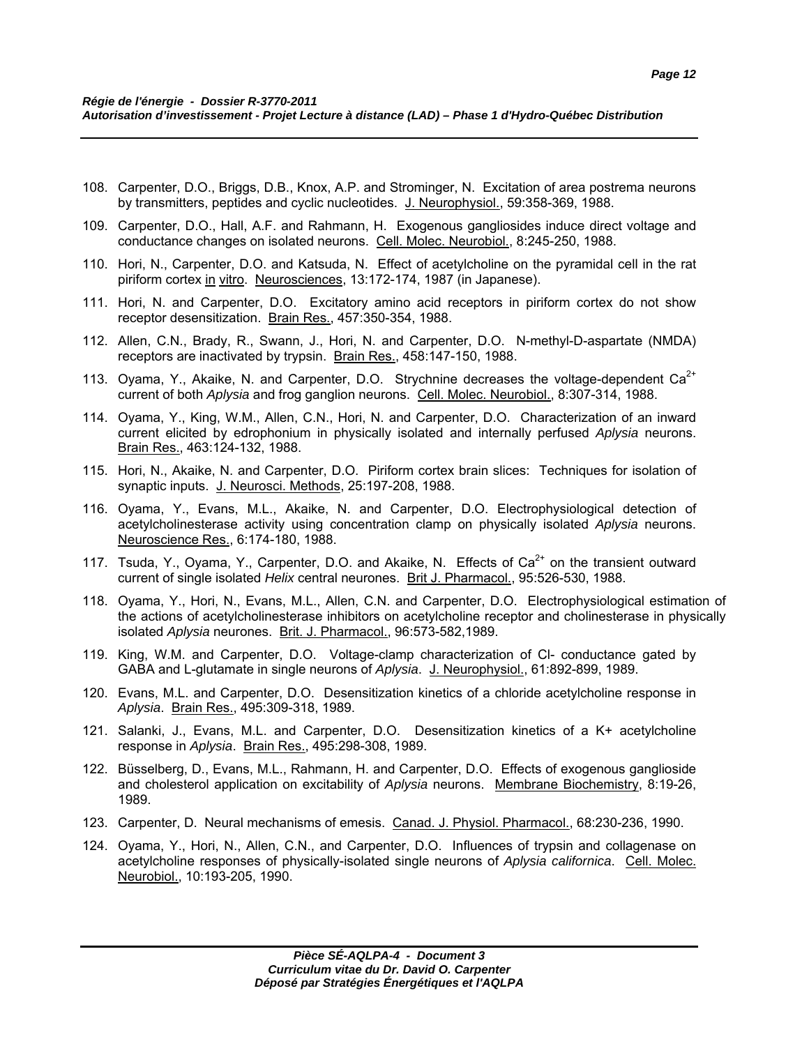108. Carpenter, D.O., Briggs, D.B., Knox, A.P. and Strominger, N. Excitation of area postrema neurons by transmitters, peptides and cyclic nucleotides. J. Neurophysiol., 59:358-369, 1988.

109. Carpenter, D.O., Hall, A.F. and Rahmann, H. Exogenous gangliosides induce direct voltage and conductance changes on isolated neurons. Cell. Molec. Neurobiol., 8:245-250, 1988.

110. Hori, N., Carpenter, D.O. and Katsuda, N. Effect of acetylcholine on the pyramidal cell in the rat piriform cortex in vitro. Neurosciences, 13:172-174, 1987 (in Japanese).

111. Hori, N. and Carpenter, D.O. Excitatory amino acid receptors in piriform cortex do not show receptor desensitization. Brain Res., 457:350-354, 1988.

112. Allen, C.N., Brady, R., Swann, J., Hori, N. and Carpenter, D.O. N-methyl-D-aspartate (NMDA) receptors are inactivated by trypsin. Brain Res., 458:147-150, 1988.

113. Oyama, Y., Akaike, N. and Carpenter, D.O. Strychnine decreases the voltage-dependent $Ca^{2+}$ current of both *Aplysia* and frog ganglion neurons. Cell. Molec. Neurobiol., 8:307-314, 1988.

114. Oyama, Y., King, W.M., Allen, C.N., Hori, N. and Carpenter, D.O. Characterization of an inward current elicited by edrophonium in physically isolated and internally perfused *Aplysia* neurons. Brain Res., 463:124-132, 1988.

115. Hori, N., Akaike, N. and Carpenter, D.O. Piriform cortex brain slices: Techniques for isolation of synaptic inputs. J. Neurosci. Methods, 25:197-208, 1988.

116. Oyama, Y., Evans, M.L., Akaike, N. and Carpenter, D.O. Electrophysiological detection of acetylcholinesterase activity using concentration clamp on physically isolated *Aplysia* neurons. Neuroscience Res., 6:174-180, 1988.

117. Tsuda, Y., Oyama, Y., Carpenter, D.O. and Akaike, N. Effects of $Ca^{2+}$ on the transient outward current of single isolated *Helix* central neurones. Brit J. Pharmacol., 95:526-530, 1988.

118. Oyama, Y., Hori, N., Evans, M.L., Allen, C.N. and Carpenter, D.O. Electrophysiological estimation of the actions of acetylcholinesterase inhibitors on acetylcholine receptor and cholinesterase in physically isolated *Aplysia* neurones. Brit. J. Pharmacol., 96:573-582,1989.

119. King, W.M. and Carpenter, D.O. Voltage-clamp characterization of Cl- conductance gated by GABA and L-glutamate in single neurons of *Aplysia*. J. Neurophysiol., 61:892-899, 1989.

120. Evans, M.L. and Carpenter, D.O. Desensitization kinetics of a chloride acetylcholine response in *Aplysia*. Brain Res., 495:309-318, 1989.

121. Salanki, J., Evans, M.L. and Carpenter, D.O. Desensitization kinetics of a K+ acetylcholine response in *Aplysia*. Brain Res., 495:298-308, 1989.

122. Büsselberg, D., Evans, M.L., Rahmann, H. and Carpenter, D.O. Effects of exogenous ganglioside and cholesterol application on excitability of *Aplysia* neurons. Membrane Biochemistry, 8:19-26, 1989.

123. Carpenter, D. Neural mechanisms of emesis. Canad. J. Physiol. Pharmacol., 68:230-236, 1990.

124. Oyama, Y., Hori, N., Allen, C.N., and Carpenter, D.O. Influences of trypsin and collagenase on acetylcholine responses of physically-isolated single neurons of *Aplysia californica*. Cell. Molec. Neurobiol., 10:193-205, 1990.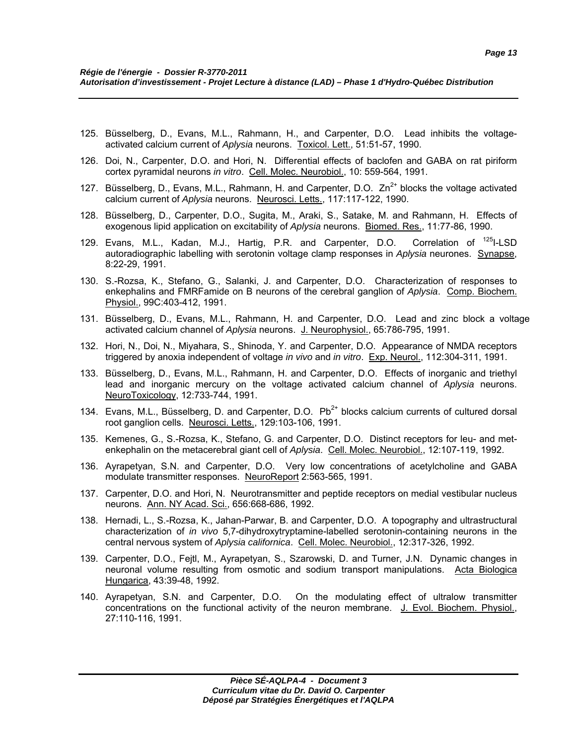125. Büsselberg, D., Evans, M.L., Rahmann, H., and Carpenter, D.O. Lead inhibits the voltage-activated calcium current of *Aplysia* neurons. Toxicol. Lett., 51:51-57, 1990.

126. Doi, N., Carpenter, D.O. and Hori, N. Differential effects of baclofen and GABA on rat piriform cortex pyramidal neurons *in vitro*. Cell. Molec. Neurobiol., 10: 559-564, 1991.

127. Büsselberg, D., Evans, M.L., Rahmann, H. and Carpenter, D.O. $Zn^{2+}$ blocks the voltage activated calcium current of *Aplysia* neurons. Neurosci. Letts., 117:117-122, 1990.

128. Büsselberg, D., Carpenter, D.O., Sugita, M., Araki, S., Satake, M. and Rahmann, H. Effects of exogenous lipid application on excitability of *Aplysia* neurons. Biomed. Res., 11:77-86, 1990.

129. Evans, M.L., Kadan, M.J., Hartig, P.R. and Carpenter, D.O. Correlation of $^{125}$I-LSD autoradiographic labelling with serotonin voltage clamp responses in *Aplysia* neurones. Synapse, 8:22-29, 1991.

130. S.-Rozsa, K., Stefano, G., Salanki, J. and Carpenter, D.O. Characterization of responses to enkephalins and FMRFamide on B neurons of the cerebral ganglion of *Aplysia*. Comp. Biochem. Physiol., 99C:403-412, 1991.

131. Büsselberg, D., Evans, M.L., Rahmann, H. and Carpenter, D.O. Lead and zinc block a voltage activated calcium channel of *Aplysia* neurons. J. Neurophysiol., 65:786-795, 1991.

132. Hori, N., Doi, N., Miyahara, S., Shinoda, Y. and Carpenter, D.O. Appearance of NMDA receptors triggered by anoxia independent of voltage *in vivo* and *in vitro*. Exp. Neurol., 112:304-311, 1991.

133. Büsselberg, D., Evans, M.L., Rahmann, H. and Carpenter, D.O. Effects of inorganic and triethyl lead and inorganic mercury on the voltage activated calcium channel of *Aplysia* neurons. NeuroToxicology, 12:733-744, 1991.

134. Evans, M.L., Büsselberg, D. and Carpenter, D.O. $Pb^{2+}$ blocks calcium currents of cultured dorsal root ganglion cells. Neurosci. Letts., 129:103-106, 1991.

135. Kemenes, G., S.-Rozsa, K., Stefano, G. and Carpenter, D.O. Distinct receptors for leu- and met-enkephalin on the metacerebral giant cell of *Aplysia*. Cell. Molec. Neurobiol., 12:107-119, 1992.

136. Ayrapetyan, S.N. and Carpenter, D.O. Very low concentrations of acetylcholine and GABA modulate transmitter responses. NeuroReport 2:563-565, 1991.

137. Carpenter, D.O. and Hori, N. Neurotransmitter and peptide receptors on medial vestibular nucleus neurons. Ann. NY Acad. Sci., 656:668-686, 1992.

138. Hernadi, L., S.-Rozsa, K., Jahan-Parwar, B. and Carpenter, D.O. A topography and ultrastructural characterization of *in vivo* 5,7-dihydroxytryptamine-labelled serotonin-containing neurons in the central nervous system of *Aplysia californica*. Cell. Molec. Neurobiol., 12:317-326, 1992.

139. Carpenter, D.O., Fejtl, M., Ayrapetyan, S., Szarowski, D. and Turner, J.N. Dynamic changes in neuronal volume resulting from osmotic and sodium transport manipulations. Acta Biologica Hungarica, 43:39-48, 1992.

140. Ayrapetyan, S.N. and Carpenter, D.O. On the modulating effect of ultralow transmitter concentrations on the functional activity of the neuron membrane. J. Evol. Biochem. Physiol., 27:110-116, 1991.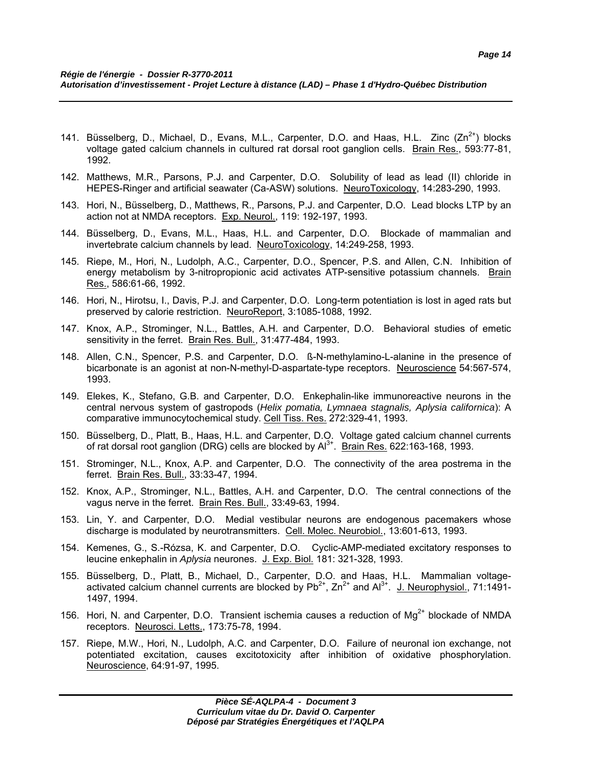141. Büsselberg, D., Michael, D., Evans, M.L., Carpenter, D.O. and Haas, H.L. Zinc ($Zn^{2+}$) blocks voltage gated calcium channels in cultured rat dorsal root ganglion cells. Brain Res., 593:77-81, 1992.

142. Matthews, M.R., Parsons, P.J. and Carpenter, D.O. Solubility of lead as lead (II) chloride in HEPES-Ringer and artificial seawater (Ca-ASW) solutions. NeuroToxicology, 14:283-290, 1993.

143. Hori, N., Büsselberg, D., Matthews, R., Parsons, P.J. and Carpenter, D.O. Lead blocks LTP by an action not at NMDA receptors. Exp. Neurol., 119: 192-197, 1993.

144. Büsselberg, D., Evans, M.L., Haas, H.L. and Carpenter, D.O. Blockade of mammalian and invertebrate calcium channels by lead. NeuroToxicology, 14:249-258, 1993.

145. Riepe, M., Hori, N., Ludolph, A.C., Carpenter, D.O., Spencer, P.S. and Allen, C.N. Inhibition of energy metabolism by 3-nitropropionic acid activates ATP-sensitive potassium channels. Brain Res., 586:61-66, 1992.

146. Hori, N., Hirotsu, I., Davis, P.J. and Carpenter, D.O. Long-term potentiation is lost in aged rats but preserved by calorie restriction. NeuroReport, 3:1085-1088, 1992.

147. Knox, A.P., Strominger, N.L., Battles, A.H. and Carpenter, D.O. Behavioral studies of emetic sensitivity in the ferret. Brain Res. Bull., 31:477-484, 1993.

148. Allen, C.N., Spencer, P.S. and Carpenter, D.O. ß-N-methylamino-L-alanine in the presence of bicarbonate is an agonist at non-N-methyl-D-aspartate-type receptors. Neuroscience 54:567-574, 1993.

149. Elekes, K., Stefano, G.B. and Carpenter, D.O. Enkephalin-like immunoreactive neurons in the central nervous system of gastropods (*Helix pomatia, Lymnaea stagnalis, Aplysia californica*): A comparative immunocytochemical study. Cell Tiss. Res. 272:329-41, 1993.

150. Büsselberg, D., Platt, B., Haas, H.L. and Carpenter, D.O. Voltage gated calcium channel currents of rat dorsal root ganglion (DRG) cells are blocked by $Al^{3+}$. Brain Res. 622:163-168, 1993.

151. Strominger, N.L., Knox, A.P. and Carpenter, D.O. The connectivity of the area postrema in the ferret. Brain Res. Bull., 33:33-47, 1994.

152. Knox, A.P., Strominger, N.L., Battles, A.H. and Carpenter, D.O. The central connections of the vagus nerve in the ferret. Brain Res. Bull., 33:49-63, 1994.

153. Lin, Y. and Carpenter, D.O. Medial vestibular neurons are endogenous pacemakers whose discharge is modulated by neurotransmitters. Cell. Molec. Neurobiol., 13:601-613, 1993.

154. Kemenes, G., S.-Rózsa, K. and Carpenter, D.O. Cyclic-AMP-mediated excitatory responses to leucine enkephalin in *Aplysia* neurones. J. Exp. Biol. 181: 321-328, 1993.

155. Büsselberg, D., Platt, B., Michael, D., Carpenter, D.O. and Haas, H.L. Mammalian voltage-activated calcium channel currents are blocked by $Pb^{2+}$, $Zn^{2+}$ and $Al^{3+}$. J. Neurophysiol., 71:1491-1497, 1994.

156. Hori, N. and Carpenter, D.O. Transient ischemia causes a reduction of $Mg^{2+}$ blockade of NMDA receptors. Neurosci. Letts., 173:75-78, 1994.

157. Riepe, M.W., Hori, N., Ludolph, A.C. and Carpenter, D.O. Failure of neuronal ion exchange, not potentiated excitation, causes excitotoxicity after inhibition of oxidative phosphorylation. Neuroscience, 64:91-97, 1995.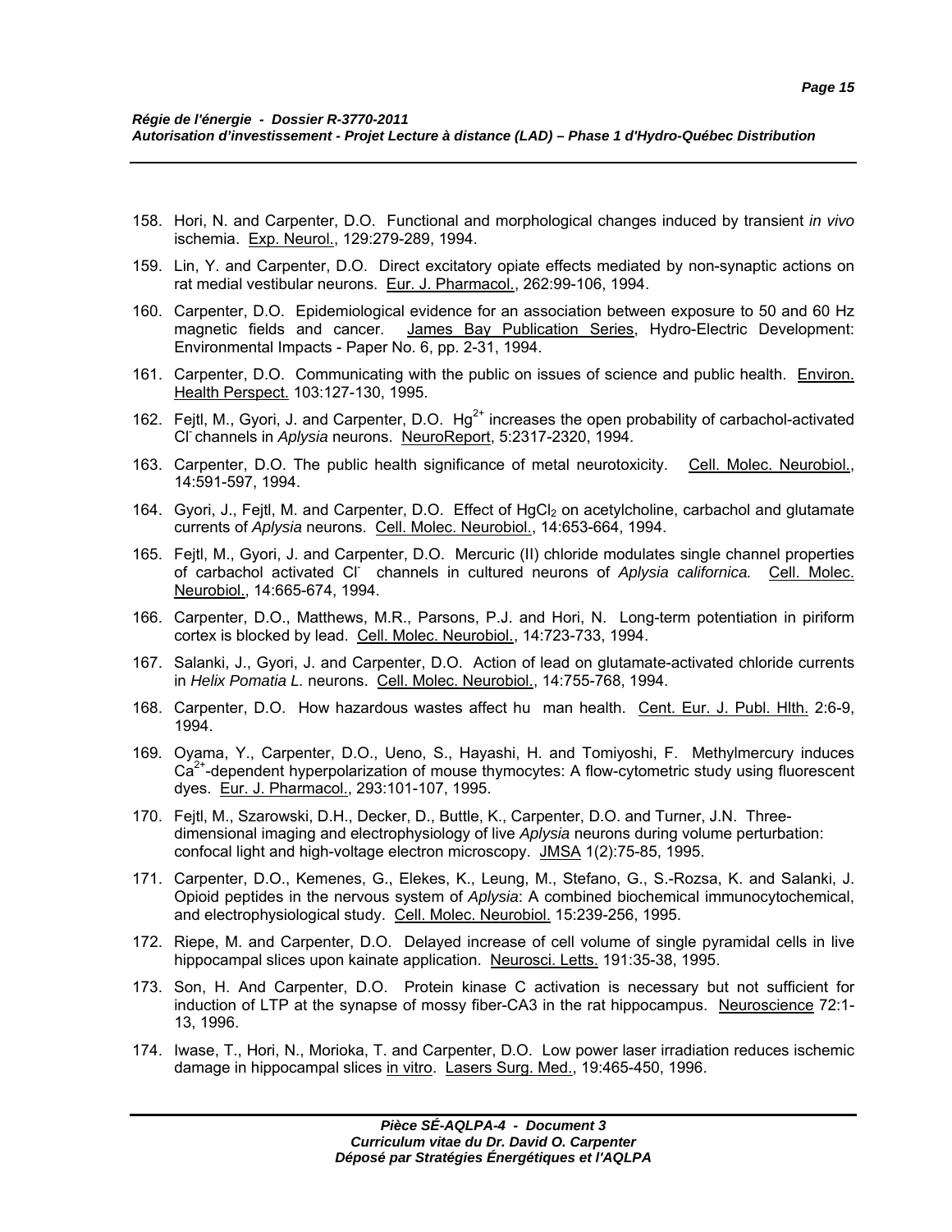158. Hori, N. and Carpenter, D.O. Functional and morphological changes induced by transient *in vivo* ischemia. Exp. Neurol., 129:279-289, 1994.

159. Lin, Y. and Carpenter, D.O. Direct excitatory opiate effects mediated by non-synaptic actions on rat medial vestibular neurons. Eur. J. Pharmacol., 262:99-106, 1994.

160. Carpenter, D.O. Epidemiological evidence for an association between exposure to 50 and 60 Hz magnetic fields and cancer. James Bay Publication Series, Hydro-Electric Development: Environmental Impacts - Paper No. 6, pp. 2-31, 1994.

161. Carpenter, D.O. Communicating with the public on issues of science and public health. Environ. Health Perspect. 103:127-130, 1995.

162. Fejtl, M., Gyori, J. and Carpenter, D.O. $Hg^{2+}$ increases the open probability of carbachol-activated $Cl^-$ channels in *Aplysia* neurons. NeuroReport, 5:2317-2320, 1994.

163. Carpenter, D.O. The public health significance of metal neurotoxicity. Cell. Molec. Neurobiol., 14:591-597, 1994.

164. Gyori, J., Fejtl, M. and Carpenter, D.O. Effect of $HgCl_2$ on acetylcholine, carbachol and glutamate currents of *Aplysia* neurons. Cell. Molec. Neurobiol., 14:653-664, 1994.

165. Fejtl, M., Gyori, J. and Carpenter, D.O. Mercuric (II) chloride modulates single channel properties of carbachol activated $Cl^-$ channels in cultured neurons of *Aplysia californica.* Cell. Molec. Neurobiol., 14:665-674, 1994.

166. Carpenter, D.O., Matthews, M.R., Parsons, P.J. and Hori, N. Long-term potentiation in piriform cortex is blocked by lead. Cell. Molec. Neurobiol., 14:723-733, 1994.

167. Salanki, J., Gyori, J. and Carpenter, D.O. Action of lead on glutamate-activated chloride currents in *Helix Pomatia L.* neurons. Cell. Molec. Neurobiol., 14:755-768, 1994.

168. Carpenter, D.O. How hazardous wastes affect hu man health. Cent. Eur. J. Publ. Hlth. 2:6-9, 1994.

169. Oyama, Y., Carpenter, D.O., Ueno, S., Hayashi, H. and Tomiyoshi, F. Methylmercury induces $Ca^{2+}$-dependent hyperpolarization of mouse thymocytes: A flow-cytometric study using fluorescent dyes. Eur. J. Pharmacol., 293:101-107, 1995.

170. Fejtl, M., Szarowski, D.H., Decker, D., Buttle, K., Carpenter, D.O. and Turner, J.N. Three-dimensional imaging and electrophysiology of live *Aplysia* neurons during volume perturbation: confocal light and high-voltage electron microscopy. JMSA 1(2):75-85, 1995.

171. Carpenter, D.O., Kemenes, G., Elekes, K., Leung, M., Stefano, G., S.-Rozsa, K. and Salanki, J. Opioid peptides in the nervous system of *Aplysia*: A combined biochemical immunocytochemical, and electrophysiological study. Cell. Molec. Neurobiol. 15:239-256, 1995.

172. Riepe, M. and Carpenter, D.O. Delayed increase of cell volume of single pyramidal cells in live hippocampal slices upon kainate application. Neurosci. Letts. 191:35-38, 1995.

173. Son, H. And Carpenter, D.O. Protein kinase C activation is necessary but not sufficient for induction of LTP at the synapse of mossy fiber-CA3 in the rat hippocampus. Neuroscience 72:1-13, 1996.

174. Iwase, T., Hori, N., Morioka, T. and Carpenter, D.O. Low power laser irradiation reduces ischemic damage in hippocampal slices in vitro. Lasers Surg. Med., 19:465-450, 1996.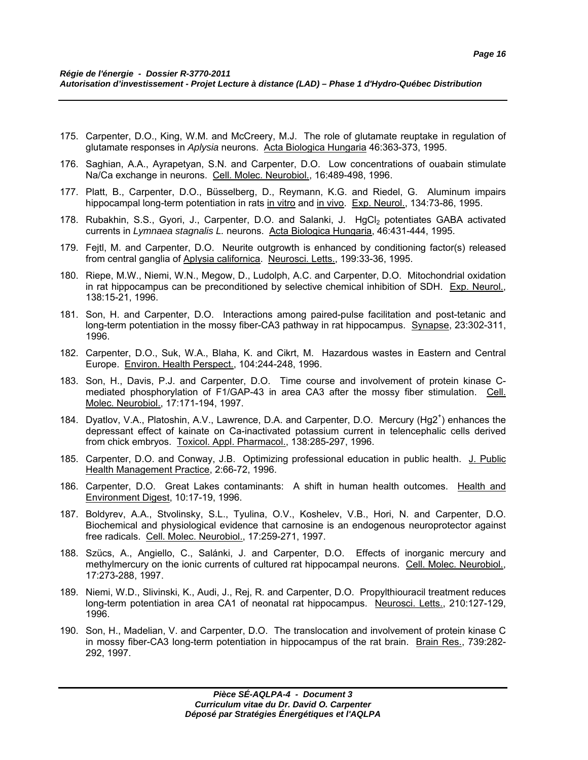175. Carpenter, D.O., King, W.M. and McCreery, M.J. The role of glutamate reuptake in regulation of glutamate responses in *Aplysia* neurons. Acta Biologica Hungaria 46:363-373, 1995.

176. Saghian, A.A., Ayrapetyan, S.N. and Carpenter, D.O. Low concentrations of ouabain stimulate Na/Ca exchange in neurons. Cell. Molec. Neurobiol., 16:489-498, 1996.

177. Platt, B., Carpenter, D.O., Büsselberg, D., Reymann, K.G. and Riedel, G. Aluminum impairs hippocampal long-term potentiation in rats in vitro and in vivo. Exp. Neurol., 134:73-86, 1995.

178. Rubakhin, S.S., Gyori, J., Carpenter, D.O. and Salanki, J. $HgCl_2$ potentiates GABA activated currents in *Lymnaea stagnalis L.* neurons. Acta Biologica Hungaria, 46:431-444, 1995.

179. Fejtl, M. and Carpenter, D.O. Neurite outgrowth is enhanced by conditioning factor(s) released from central ganglia of Aplysia californica. Neurosci. Letts., 199:33-36, 1995.

180. Riepe, M.W., Niemi, W.N., Megow, D., Ludolph, A.C. and Carpenter, D.O. Mitochondrial oxidation in rat hippocampus can be preconditioned by selective chemical inhibition of SDH. Exp. Neurol., 138:15-21, 1996.

181. Son, H. and Carpenter, D.O. Interactions among paired-pulse facilitation and post-tetanic and long-term potentiation in the mossy fiber-CA3 pathway in rat hippocampus. Synapse, 23:302-311, 1996.

182. Carpenter, D.O., Suk, W.A., Blaha, K. and Cikrt, M. Hazardous wastes in Eastern and Central Europe. Environ. Health Perspect., 104:244-248, 1996.

183. Son, H., Davis, P.J. and Carpenter, D.O. Time course and involvement of protein kinase C-mediated phosphorylation of F1/GAP-43 in area CA3 after the mossy fiber stimulation. Cell. Molec. Neurobiol., 17:171-194, 1997.

184. Dyatlov, V.A., Platoshin, A.V., Lawrence, D.A. and Carpenter, D.O. Mercury ($Hg2^+$) enhances the depressant effect of kainate on Ca-inactivated potassium current in telencephalic cells derived from chick embryos. Toxicol. Appl. Pharmacol., 138:285-297, 1996.

185. Carpenter, D.O. and Conway, J.B. Optimizing professional education in public health. J. Public Health Management Practice, 2:66-72, 1996.

186. Carpenter, D.O. Great Lakes contaminants: A shift in human health outcomes. Health and Environment Digest, 10:17-19, 1996.

187. Boldyrev, A.A., Stvolinsky, S.L., Tyulina, O.V., Koshelev, V.B., Hori, N. and Carpenter, D.O. Biochemical and physiological evidence that carnosine is an endogenous neuroprotector against free radicals. Cell. Molec. Neurobiol., 17:259-271, 1997.

188. Szücs, A., Angiello, C., Salánki, J. and Carpenter, D.O. Effects of inorganic mercury and methylmercury on the ionic currents of cultured rat hippocampal neurons. Cell. Molec. Neurobiol., 17:273-288, 1997.

189. Niemi, W.D., Slivinski, K., Audi, J., Rej, R. and Carpenter, D.O. Propylthiouracil treatment reduces long-term potentiation in area CA1 of neonatal rat hippocampus. Neurosci. Letts., 210:127-129, 1996.

190. Son, H., Madelian, V. and Carpenter, D.O. The translocation and involvement of protein kinase C in mossy fiber-CA3 long-term potentiation in hippocampus of the rat brain. Brain Res., 739:282-292, 1997.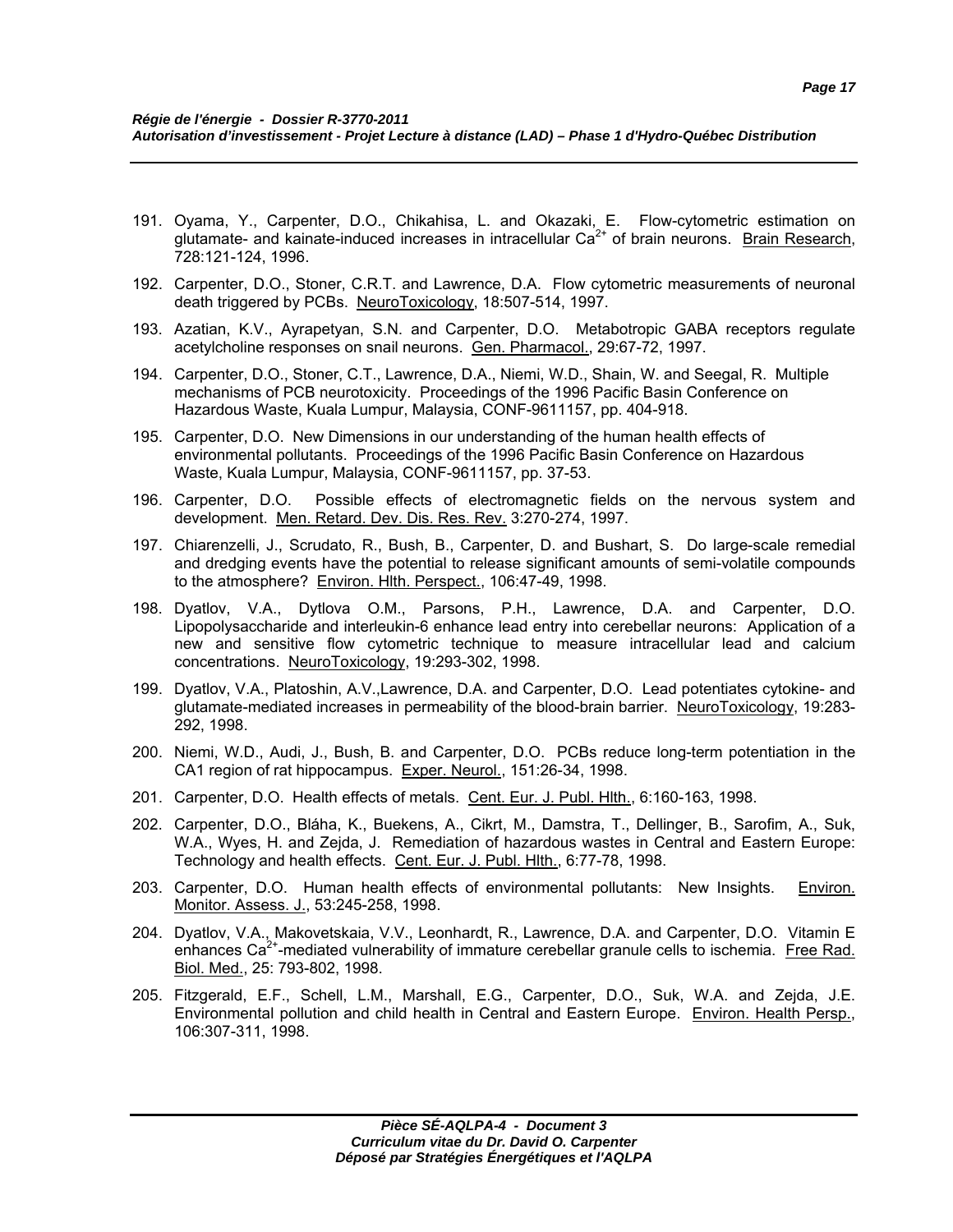191. Oyama, Y., Carpenter, D.O., Chikahisa, L. and Okazaki, E. Flow-cytometric estimation on glutamate- and kainate-induced increases in intracellular $Ca^{2+}$ of brain neurons. Brain Research, 728:121-124, 1996.

192. Carpenter, D.O., Stoner, C.R.T. and Lawrence, D.A. Flow cytometric measurements of neuronal death triggered by PCBs. NeuroToxicology, 18:507-514, 1997.

193. Azatian, K.V., Ayrapetyan, S.N. and Carpenter, D.O. Metabotropic GABA receptors regulate acetylcholine responses on snail neurons. Gen. Pharmacol., 29:67-72, 1997.

194. Carpenter, D.O., Stoner, C.T., Lawrence, D.A., Niemi, W.D., Shain, W. and Seegal, R. Multiple mechanisms of PCB neurotoxicity. Proceedings of the 1996 Pacific Basin Conference on Hazardous Waste, Kuala Lumpur, Malaysia, CONF-9611157, pp. 404-918.

195. Carpenter, D.O. New Dimensions in our understanding of the human health effects of environmental pollutants. Proceedings of the 1996 Pacific Basin Conference on Hazardous Waste, Kuala Lumpur, Malaysia, CONF-9611157, pp. 37-53.

196. Carpenter, D.O. Possible effects of electromagnetic fields on the nervous system and development. Men. Retard. Dev. Dis. Res. Rev. 3:270-274, 1997.

197. Chiarenzelli, J., Scrudato, R., Bush, B., Carpenter, D. and Bushart, S. Do large-scale remedial and dredging events have the potential to release significant amounts of semi-volatile compounds to the atmosphere? Environ. Hlth. Perspect., 106:47-49, 1998.

198. Dyatlov, V.A., Dytlova O.M., Parsons, P.H., Lawrence, D.A. and Carpenter, D.O. Lipopolysaccharide and interleukin-6 enhance lead entry into cerebellar neurons: Application of a new and sensitive flow cytometric technique to measure intracellular lead and calcium concentrations. NeuroToxicology, 19:293-302, 1998.

199. Dyatlov, V.A., Platoshin, A.V.,Lawrence, D.A. and Carpenter, D.O. Lead potentiates cytokine- and glutamate-mediated increases in permeability of the blood-brain barrier. NeuroToxicology, 19:283-292, 1998.

200. Niemi, W.D., Audi, J., Bush, B. and Carpenter, D.O. PCBs reduce long-term potentiation in the CA1 region of rat hippocampus. Exper. Neurol., 151:26-34, 1998.

201. Carpenter, D.O. Health effects of metals. Cent. Eur. J. Publ. Hlth., 6:160-163, 1998.

202. Carpenter, D.O., Bláha, K., Buekens, A., Cikrt, M., Damstra, T., Dellinger, B., Sarofim, A., Suk, W.A., Wyes, H. and Zejda, J. Remediation of hazardous wastes in Central and Eastern Europe: Technology and health effects. Cent. Eur. J. Publ. Hlth., 6:77-78, 1998.

203. Carpenter, D.O. Human health effects of environmental pollutants: New Insights. Environ. Monitor. Assess. J., 53:245-258, 1998.

204. Dyatlov, V.A., Makovetskaia, V.V., Leonhardt, R., Lawrence, D.A. and Carpenter, D.O. Vitamin E enhances $Ca^{2+}$-mediated vulnerability of immature cerebellar granule cells to ischemia. Free Rad. Biol. Med., 25: 793-802, 1998.

205. Fitzgerald, E.F., Schell, L.M., Marshall, E.G., Carpenter, D.O., Suk, W.A. and Zejda, J.E. Environmental pollution and child health in Central and Eastern Europe. Environ. Health Persp., 106:307-311, 1998.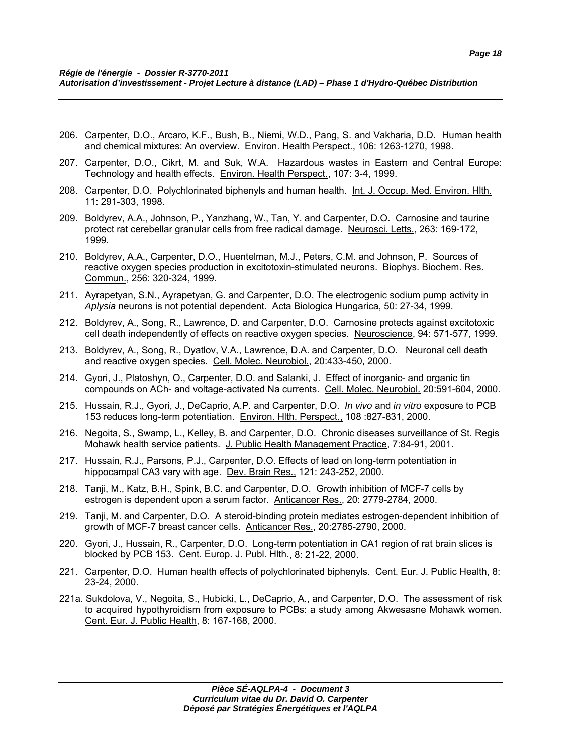206. Carpenter, D.O., Arcaro, K.F., Bush, B., Niemi, W.D., Pang, S. and Vakharia, D.D. Human health and chemical mixtures: An overview. Environ. Health Perspect., 106: 1263-1270, 1998.

207. Carpenter, D.O., Cikrt, M. and Suk, W.A. Hazardous wastes in Eastern and Central Europe: Technology and health effects. Environ. Health Perspect., 107: 3-4, 1999.

208. Carpenter, D.O. Polychlorinated biphenyls and human health. Int. J. Occup. Med. Environ. Hlth. 11: 291-303, 1998.

209. Boldyrev, A.A., Johnson, P., Yanzhang, W., Tan, Y. and Carpenter, D.O. Carnosine and taurine protect rat cerebellar granular cells from free radical damage. Neurosci. Letts., 263: 169-172, 1999.

210. Boldyrev, A.A., Carpenter, D.O., Huentelman, M.J., Peters, C.M. and Johnson, P. Sources of reactive oxygen species production in excitotoxin-stimulated neurons. Biophys. Biochem. Res. Commun., 256: 320-324, 1999.

211. Ayrapetyan, S.N., Ayrapetyan, G. and Carpenter, D.O. The electrogenic sodium pump activity in *Aplysia* neurons is not potential dependent. Acta Biologica Hungarica, 50: 27-34, 1999.

212. Boldyrev, A., Song, R., Lawrence, D. and Carpenter, D.O. Carnosine protects against excitotoxic cell death independently of effects on reactive oxygen species. Neuroscience, 94: 571-577, 1999.

213. Boldyrev, A., Song, R., Dyatlov, V.A., Lawrence, D.A. and Carpenter, D.O. Neuronal cell death and reactive oxygen species. Cell. Molec. Neurobiol., 20:433-450, 2000.

214. Gyori, J., Platoshyn, O., Carpenter, D.O. and Salanki, J. Effect of inorganic- and organic tin compounds on ACh- and voltage-activated Na currents. Cell. Molec. Neurobiol. 20:591-604, 2000.

215. Hussain, R.J., Gyori, J., DeCaprio, A.P. and Carpenter, D.O. *In vivo* and *in vitro* exposure to PCB 153 reduces long-term potentiation. Environ. Hlth. Perspect., 108 :827-831, 2000.

216. Negoita, S., Swamp, L., Kelley, B. and Carpenter, D.O. Chronic diseases surveillance of St. Regis Mohawk health service patients. J. Public Health Management Practice, 7:84-91, 2001.

217. Hussain, R.J., Parsons, P.J., Carpenter, D.O. Effects of lead on long-term potentiation in hippocampal CA3 vary with age. Dev. Brain Res., 121: 243-252, 2000.

218. Tanji, M., Katz, B.H., Spink, B.C. and Carpenter, D.O. Growth inhibition of MCF-7 cells by estrogen is dependent upon a serum factor. Anticancer Res., 20: 2779-2784, 2000.

219. Tanji, M. and Carpenter, D.O. A steroid-binding protein mediates estrogen-dependent inhibition of growth of MCF-7 breast cancer cells. Anticancer Res., 20:2785-2790, 2000.

220. Gyori, J., Hussain, R., Carpenter, D.O. Long-term potentiation in CA1 region of rat brain slices is blocked by PCB 153. Cent. Europ. J. Publ. Hlth., 8: 21-22, 2000.

221. Carpenter, D.O. Human health effects of polychlorinated biphenyls. Cent. Eur. J. Public Health, 8: 23-24, 2000.

221a. Sukdolova, V., Negoita, S., Hubicki, L., DeCaprio, A., and Carpenter, D.O. The assessment of risk to acquired hypothyroidism from exposure to PCBs: a study among Akwesasne Mohawk women. Cent. Eur. J. Public Health, 8: 167-168, 2000.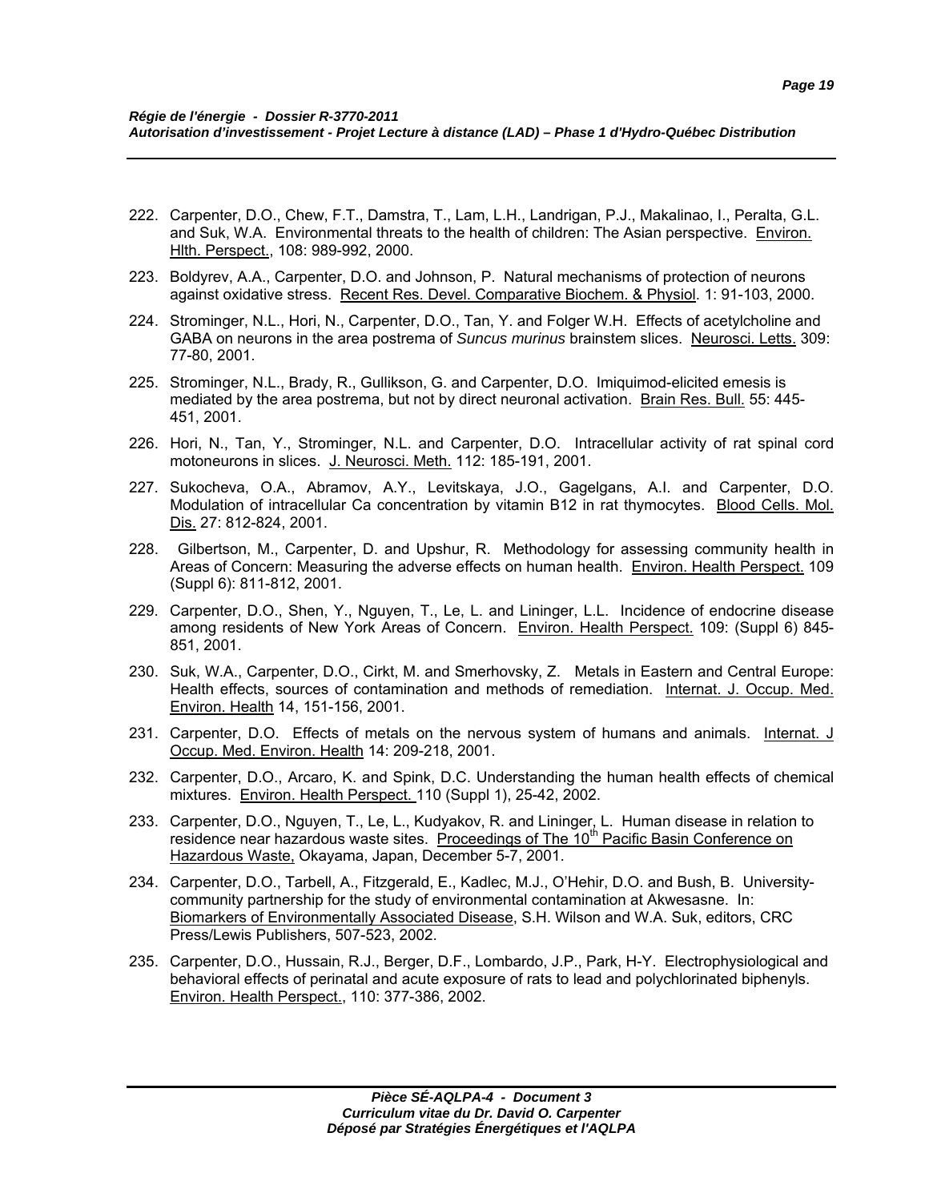222. Carpenter, D.O., Chew, F.T., Damstra, T., Lam, L.H., Landrigan, P.J., Makalinao, I., Peralta, G.L. and Suk, W.A. Environmental threats to the health of children: The Asian perspective. Environ. Hlth. Perspect., 108: 989-992, 2000.

223. Boldyrev, A.A., Carpenter, D.O. and Johnson, P. Natural mechanisms of protection of neurons against oxidative stress. Recent Res. Devel. Comparative Biochem. & Physiol. 1: 91-103, 2000.

224. Strominger, N.L., Hori, N., Carpenter, D.O., Tan, Y. and Folger W.H. Effects of acetylcholine and GABA on neurons in the area postrema of *Suncus murinus* brainstem slices. Neurosci. Letts. 309: 77-80, 2001.

225. Strominger, N.L., Brady, R., Gullikson, G. and Carpenter, D.O. Imiquimod-elicited emesis is mediated by the area postrema, but not by direct neuronal activation. Brain Res. Bull. 55: 445-451, 2001.

226. Hori, N., Tan, Y., Strominger, N.L. and Carpenter, D.O. Intracellular activity of rat spinal cord motoneurons in slices. J. Neurosci. Meth. 112: 185-191, 2001.

227. Sukocheva, O.A., Abramov, A.Y., Levitskaya, J.O., Gagelgans, A.I. and Carpenter, D.O. Modulation of intracellular Ca concentration by vitamin B12 in rat thymocytes. Blood Cells. Mol. Dis. 27: 812-824, 2001.

228. Gilbertson, M., Carpenter, D. and Upshur, R. Methodology for assessing community health in Areas of Concern: Measuring the adverse effects on human health. Environ. Health Perspect. 109 (Suppl 6): 811-812, 2001.

229. Carpenter, D.O., Shen, Y., Nguyen, T., Le, L. and Lininger, L.L. Incidence of endocrine disease among residents of New York Areas of Concern. Environ. Health Perspect. 109: (Suppl 6) 845-851, 2001.

230. Suk, W.A., Carpenter, D.O., Cirkt, M. and Smerhovsky, Z. Metals in Eastern and Central Europe: Health effects, sources of contamination and methods of remediation. Internat. J. Occup. Med. Environ. Health 14, 151-156, 2001.

231. Carpenter, D.O. Effects of metals on the nervous system of humans and animals. Internat. J Occup. Med. Environ. Health 14: 209-218, 2001.

232. Carpenter, D.O., Arcaro, K. and Spink, D.C. Understanding the human health effects of chemical mixtures. Environ. Health Perspect. 110 (Suppl 1), 25-42, 2002.

233. Carpenter, D.O., Nguyen, T., Le, L., Kudyakov, R. and Lininger, L. Human disease in relation to residence near hazardous waste sites. Proceedings of The 10th Pacific Basin Conference on Hazardous Waste, Okayama, Japan, December 5-7, 2001.

234. Carpenter, D.O., Tarbell, A., Fitzgerald, E., Kadlec, M.J., O'Hehir, D.O. and Bush, B. University-community partnership for the study of environmental contamination at Akwesasne. In: Biomarkers of Environmentally Associated Disease, S.H. Wilson and W.A. Suk, editors, CRC Press/Lewis Publishers, 507-523, 2002.

235. Carpenter, D.O., Hussain, R.J., Berger, D.F., Lombardo, J.P., Park, H-Y. Electrophysiological and behavioral effects of perinatal and acute exposure of rats to lead and polychlorinated biphenyls. Environ. Health Perspect., 110: 377-386, 2002.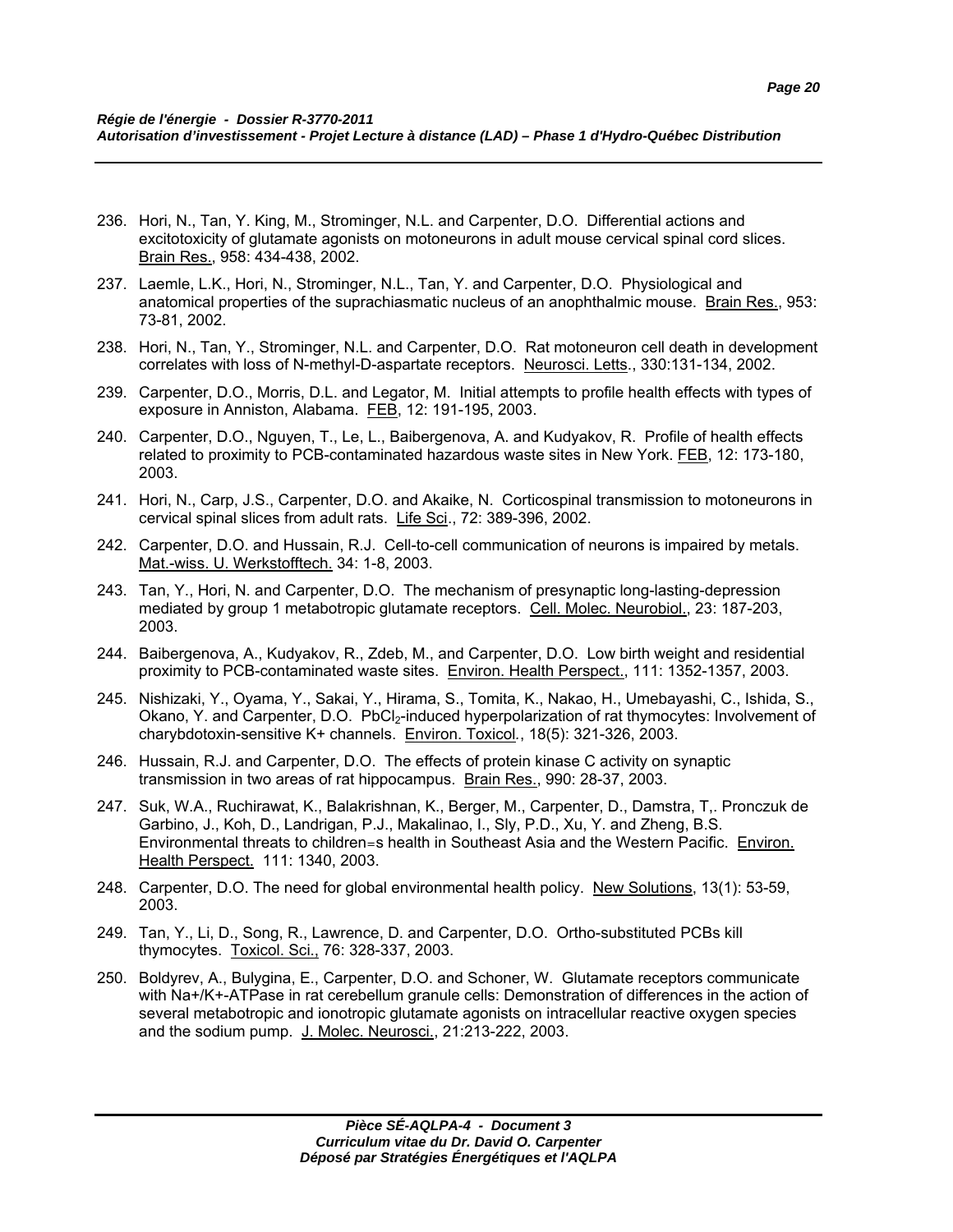236. Hori, N., Tan, Y. King, M., Strominger, N.L. and Carpenter, D.O. Differential actions and excitotoxicity of glutamate agonists on motoneurons in adult mouse cervical spinal cord slices. Brain Res., 958: 434-438, 2002.

237. Laemle, L.K., Hori, N., Strominger, N.L., Tan, Y. and Carpenter, D.O. Physiological and anatomical properties of the suprachiasmatic nucleus of an anophthalmic mouse. Brain Res., 953: 73-81, 2002.

238. Hori, N., Tan, Y., Strominger, N.L. and Carpenter, D.O. Rat motoneuron cell death in development correlates with loss of N-methyl-D-aspartate receptors. Neurosci. Letts., 330:131-134, 2002.

239. Carpenter, D.O., Morris, D.L. and Legator, M. Initial attempts to profile health effects with types of exposure in Anniston, Alabama. FEB, 12: 191-195, 2003.

240. Carpenter, D.O., Nguyen, T., Le, L., Baibergenova, A. and Kudyakov, R. Profile of health effects related to proximity to PCB-contaminated hazardous waste sites in New York. FEB, 12: 173-180, 2003.

241. Hori, N., Carp, J.S., Carpenter, D.O. and Akaike, N. Corticospinal transmission to motoneurons in cervical spinal slices from adult rats. Life Sci., 72: 389-396, 2002.

242. Carpenter, D.O. and Hussain, R.J. Cell-to-cell communication of neurons is impaired by metals. Mat.-wiss. U. Werkstofftech. 34: 1-8, 2003.

243. Tan, Y., Hori, N. and Carpenter, D.O. The mechanism of presynaptic long-lasting-depression mediated by group 1 metabotropic glutamate receptors. Cell. Molec. Neurobiol., 23: 187-203, 2003.

244. Baibergenova, A., Kudyakov, R., Zdeb, M., and Carpenter, D.O. Low birth weight and residential proximity to PCB-contaminated waste sites. Environ. Health Perspect., 111: 1352-1357, 2003.

245. Nishizaki, Y., Oyama, Y., Sakai, Y., Hirama, S., Tomita, K., Nakao, H., Umebayashi, C., Ishida, S., Okano, Y. and Carpenter, D.O. $PbCl_2$-induced hyperpolarization of rat thymocytes: Involvement of charybdotoxin-sensitive K+ channels. Environ. Toxicol., 18(5): 321-326, 2003.

246. Hussain, R.J. and Carpenter, D.O. The effects of protein kinase C activity on synaptic transmission in two areas of rat hippocampus. Brain Res., 990: 28-37, 2003.

247. Suk, W.A., Ruchirawat, K., Balakrishnan, K., Berger, M., Carpenter, D., Damstra, T,. Pronczuk de Garbino, J., Koh, D., Landrigan, P.J., Makalinao, I., Sly, P.D., Xu, Y. and Zheng, B.S. Environmental threats to children=s health in Southeast Asia and the Western Pacific. Environ. Health Perspect. 111: 1340, 2003.

248. Carpenter, D.O. The need for global environmental health policy. New Solutions, 13(1): 53-59, 2003.

249. Tan, Y., Li, D., Song, R., Lawrence, D. and Carpenter, D.O. Ortho-substituted PCBs kill thymocytes. Toxicol. Sci., 76: 328-337, 2003.

250. Boldyrev, A., Bulygina, E., Carpenter, D.O. and Schoner, W. Glutamate receptors communicate with Na+/K+-ATPase in rat cerebellum granule cells: Demonstration of differences in the action of several metabotropic and ionotropic glutamate agonists on intracellular reactive oxygen species and the sodium pump. J. Molec. Neurosci., 21:213-222, 2003.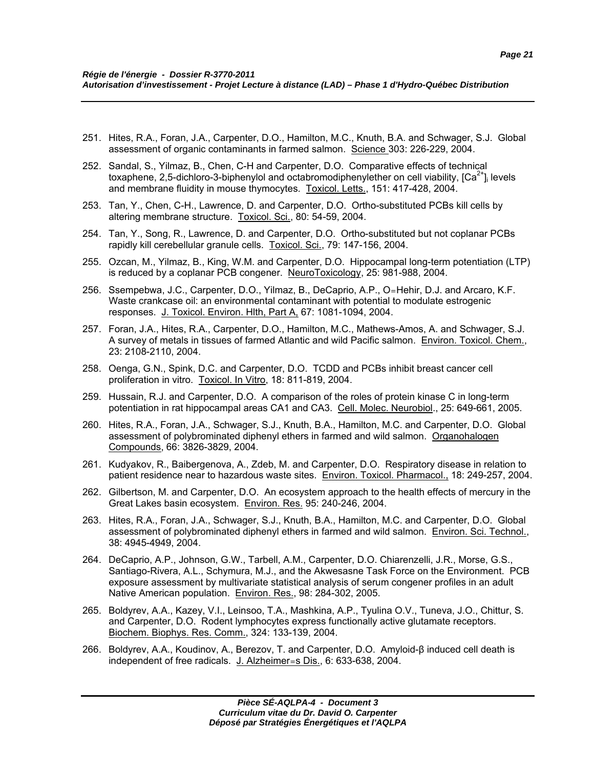251. Hites, R.A., Foran, J.A., Carpenter, D.O., Hamilton, M.C., Knuth, B.A. and Schwager, S.J. Global assessment of organic contaminants in farmed salmon. Science 303: 226-229, 2004.

252. Sandal, S., Yilmaz, B., Chen, C-H and Carpenter, D.O. Comparative effects of technical toxaphene, 2,5-dichloro-3-biphenylol and octabromodiphenylether on cell viability, $[Ca^{2+}]_i$ levels and membrane fluidity in mouse thymocytes. Toxicol. Letts., 151: 417-428, 2004.

253. Tan, Y., Chen, C-H., Lawrence, D. and Carpenter, D.O. Ortho-substituted PCBs kill cells by altering membrane structure. Toxicol. Sci., 80: 54-59, 2004.

254. Tan, Y., Song, R., Lawrence, D. and Carpenter, D.O. Ortho-substituted but not coplanar PCBs rapidly kill cerebellular granule cells. Toxicol. Sci., 79: 147-156, 2004.

255. Ozcan, M., Yilmaz, B., King, W.M. and Carpenter, D.O. Hippocampal long-term potentiation (LTP) is reduced by a coplanar PCB congener. NeuroToxicology, 25: 981-988, 2004.

256. Ssempebwa, J.C., Carpenter, D.O., Yilmaz, B., DeCaprio, A.P., O=Hehir, D.J. and Arcaro, K.F. Waste crankcase oil: an environmental contaminant with potential to modulate estrogenic responses. J. Toxicol. Environ. Hlth, Part A, 67: 1081-1094, 2004.

257. Foran, J.A., Hites, R.A., Carpenter, D.O., Hamilton, M.C., Mathews-Amos, A. and Schwager, S.J. A survey of metals in tissues of farmed Atlantic and wild Pacific salmon. Environ. Toxicol. Chem., 23: 2108-2110, 2004.

258. Oenga, G.N., Spink, D.C. and Carpenter, D.O. TCDD and PCBs inhibit breast cancer cell proliferation in vitro. Toxicol. In Vitro, 18: 811-819, 2004.

259. Hussain, R.J. and Carpenter, D.O. A comparison of the roles of protein kinase C in long-term potentiation in rat hippocampal areas CA1 and CA3. Cell. Molec. Neurobiol., 25: 649-661, 2005.

260. Hites, R.A., Foran, J.A., Schwager, S.J., Knuth, B.A., Hamilton, M.C. and Carpenter, D.O. Global assessment of polybrominated diphenyl ethers in farmed and wild salmon. Organohalogen Compounds, 66: 3826-3829, 2004.

261. Kudyakov, R., Baibergenova, A., Zdeb, M. and Carpenter, D.O. Respiratory disease in relation to patient residence near to hazardous waste sites. Environ. Toxicol. Pharmacol., 18: 249-257, 2004.

262. Gilbertson, M. and Carpenter, D.O. An ecosystem approach to the health effects of mercury in the Great Lakes basin ecosystem. Environ. Res. 95: 240-246, 2004.

263. Hites, R.A., Foran, J.A., Schwager, S.J., Knuth, B.A., Hamilton, M.C. and Carpenter, D.O. Global assessment of polybrominated diphenyl ethers in farmed and wild salmon. Environ. Sci. Technol., 38: 4945-4949, 2004.

264. DeCaprio, A.P., Johnson, G.W., Tarbell, A.M., Carpenter, D.O. Chiarenzelli, J.R., Morse, G.S., Santiago-Rivera, A.L., Schymura, M.J., and the Akwesasne Task Force on the Environment. PCB exposure assessment by multivariate statistical analysis of serum congener profiles in an adult Native American population. Environ. Res., 98: 284-302, 2005.

265. Boldyrev, A.A., Kazey, V.I., Leinsoo, T.A., Mashkina, A.P., Tyulina O.V., Tuneva, J.O., Chittur, S. and Carpenter, D.O. Rodent lymphocytes express functionally active glutamate receptors. Biochem. Biophys. Res. Comm., 324: 133-139, 2004.

266. Boldyrev, A.A., Koudinov, A., Berezov, T. and Carpenter, D.O. Amyloid-β induced cell death is independent of free radicals. J. Alzheimer=s Dis., 6: 633-638, 2004.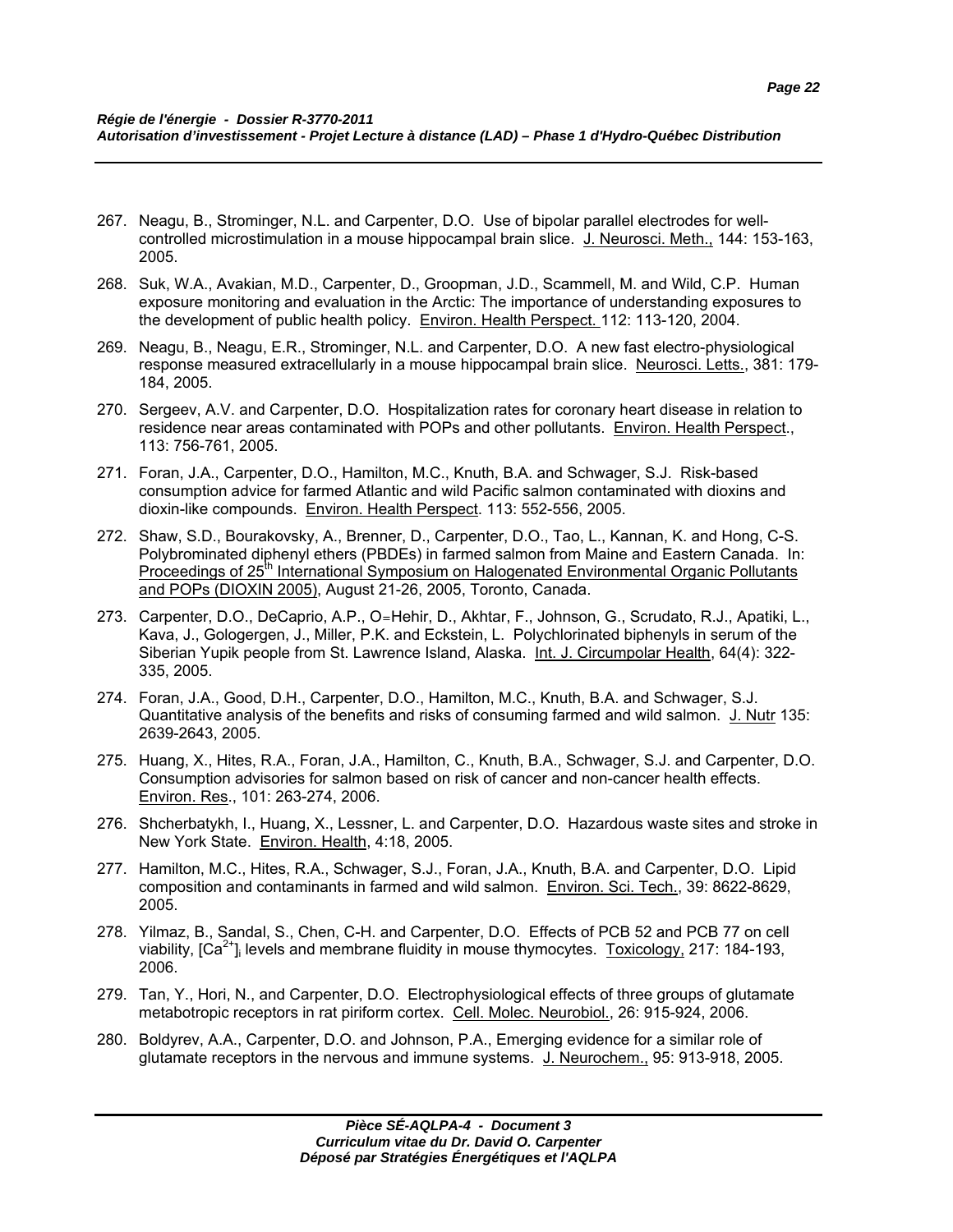267. Neagu, B., Strominger, N.L. and Carpenter, D.O. Use of bipolar parallel electrodes for well-controlled microstimulation in a mouse hippocampal brain slice. J. Neurosci. Meth., 144: 153-163, 2005.

268. Suk, W.A., Avakian, M.D., Carpenter, D., Groopman, J.D., Scammell, M. and Wild, C.P. Human exposure monitoring and evaluation in the Arctic: The importance of understanding exposures to the development of public health policy. Environ. Health Perspect. 112: 113-120, 2004.

269. Neagu, B., Neagu, E.R., Strominger, N.L. and Carpenter, D.O. A new fast electro-physiological response measured extracellularly in a mouse hippocampal brain slice. Neurosci. Letts., 381: 179-184, 2005.

270. Sergeev, A.V. and Carpenter, D.O. Hospitalization rates for coronary heart disease in relation to residence near areas contaminated with POPs and other pollutants. Environ. Health Perspect., 113: 756-761, 2005.

271. Foran, J.A., Carpenter, D.O., Hamilton, M.C., Knuth, B.A. and Schwager, S.J. Risk-based consumption advice for farmed Atlantic and wild Pacific salmon contaminated with dioxins and dioxin-like compounds. Environ. Health Perspect. 113: 552-556, 2005.

272. Shaw, S.D., Bourakovsky, A., Brenner, D., Carpenter, D.O., Tao, L., Kannan, K. and Hong, C-S. Polybrominated diphenyl ethers (PBDEs) in farmed salmon from Maine and Eastern Canada. In: Proceedings of 25th International Symposium on Halogenated Environmental Organic Pollutants and POPs (DIOXIN 2005), August 21-26, 2005, Toronto, Canada.

273. Carpenter, D.O., DeCaprio, A.P., O=Hehir, D., Akhtar, F., Johnson, G., Scrudato, R.J., Apatiki, L., Kava, J., Gologergen, J., Miller, P.K. and Eckstein, L. Polychlorinated biphenyls in serum of the Siberian Yupik people from St. Lawrence Island, Alaska. Int. J. Circumpolar Health, 64(4): 322-335, 2005.

274. Foran, J.A., Good, D.H., Carpenter, D.O., Hamilton, M.C., Knuth, B.A. and Schwager, S.J. Quantitative analysis of the benefits and risks of consuming farmed and wild salmon. J. Nutr 135: 2639-2643, 2005.

275. Huang, X., Hites, R.A., Foran, J.A., Hamilton, C., Knuth, B.A., Schwager, S.J. and Carpenter, D.O. Consumption advisories for salmon based on risk of cancer and non-cancer health effects. Environ. Res., 101: 263-274, 2006.

276. Shcherbatykh, I., Huang, X., Lessner, L. and Carpenter, D.O. Hazardous waste sites and stroke in New York State. Environ. Health, 4:18, 2005.

277. Hamilton, M.C., Hites, R.A., Schwager, S.J., Foran, J.A., Knuth, B.A. and Carpenter, D.O. Lipid composition and contaminants in farmed and wild salmon. Environ. Sci. Tech., 39: 8622-8629, 2005.

278. Yilmaz, B., Sandal, S., Chen, C-H. and Carpenter, D.O. Effects of PCB 52 and PCB 77 on cell viability, $[Ca^{2+}]_i$ levels and membrane fluidity in mouse thymocytes. Toxicology, 217: 184-193, 2006.

279. Tan, Y., Hori, N., and Carpenter, D.O. Electrophysiological effects of three groups of glutamate metabotropic receptors in rat piriform cortex. Cell. Molec. Neurobiol., 26: 915-924, 2006.

280. Boldyrev, A.A., Carpenter, D.O. and Johnson, P.A., Emerging evidence for a similar role of glutamate receptors in the nervous and immune systems. J. Neurochem., 95: 913-918, 2005.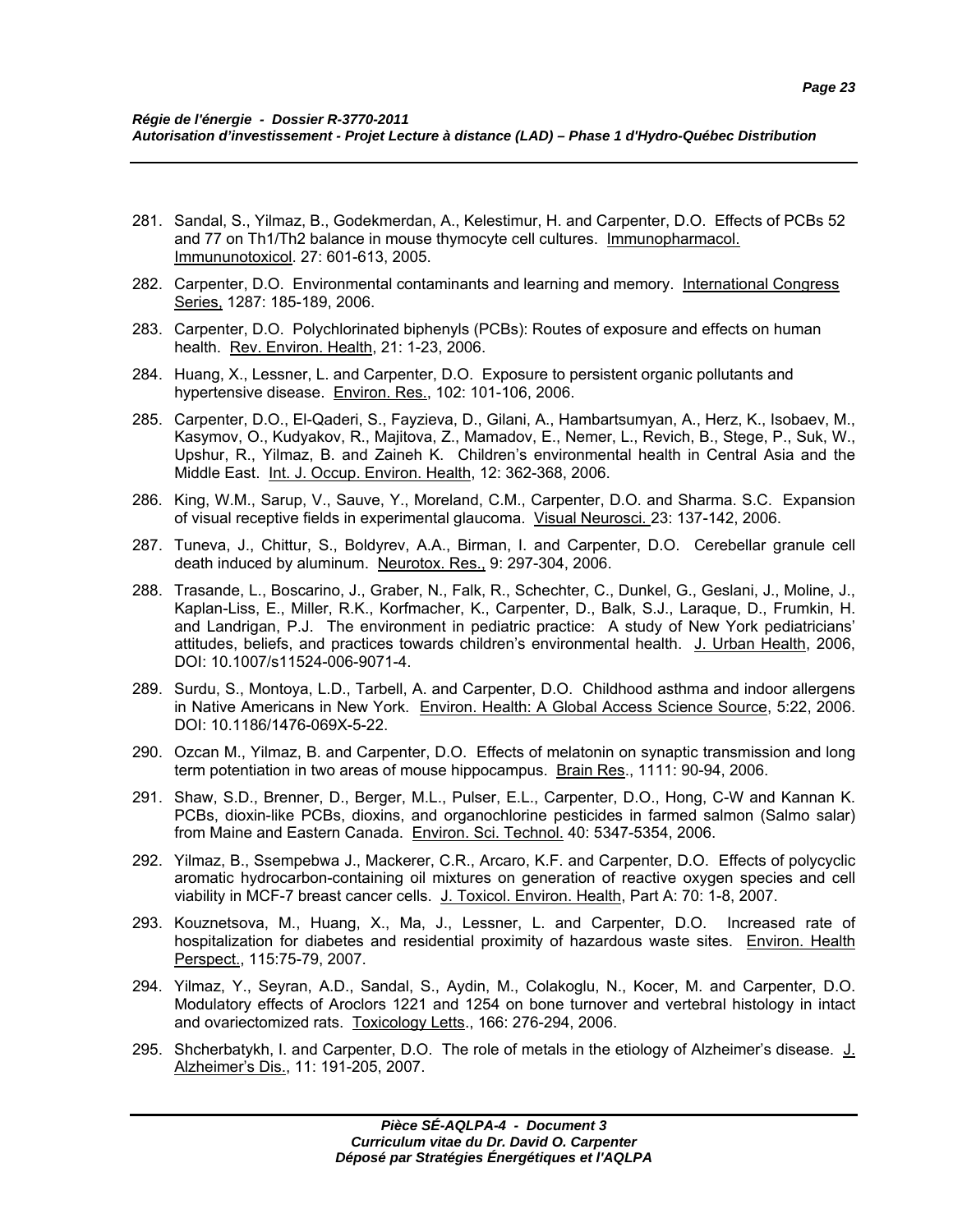281. Sandal, S., Yilmaz, B., Godekmerdan, A., Kelestimur, H. and Carpenter, D.O. Effects of PCBs 52 and 77 on Th1/Th2 balance in mouse thymocyte cell cultures. Immunopharmacol. Immununotoxicol. 27: 601-613, 2005.

282. Carpenter, D.O. Environmental contaminants and learning and memory. International Congress Series, 1287: 185-189, 2006.

283. Carpenter, D.O. Polychlorinated biphenyls (PCBs): Routes of exposure and effects on human health. Rev. Environ. Health, 21: 1-23, 2006.

284. Huang, X., Lessner, L. and Carpenter, D.O. Exposure to persistent organic pollutants and hypertensive disease. Environ. Res., 102: 101-106, 2006.

285. Carpenter, D.O., El-Qaderi, S., Fayzieva, D., Gilani, A., Hambartsumyan, A., Herz, K., Isobaev, M., Kasymov, O., Kudyakov, R., Majitova, Z., Mamadov, E., Nemer, L., Revich, B., Stege, P., Suk, W., Upshur, R., Yilmaz, B. and Zaineh K. Children's environmental health in Central Asia and the Middle East. Int. J. Occup. Environ. Health, 12: 362-368, 2006.

286. King, W.M., Sarup, V., Sauve, Y., Moreland, C.M., Carpenter, D.O. and Sharma. S.C. Expansion of visual receptive fields in experimental glaucoma. Visual Neurosci. 23: 137-142, 2006.

287. Tuneva, J., Chittur, S., Boldyrev, A.A., Birman, I. and Carpenter, D.O. Cerebellar granule cell death induced by aluminum. Neurotox. Res., 9: 297-304, 2006.

288. Trasande, L., Boscarino, J., Graber, N., Falk, R., Schechter, C., Dunkel, G., Geslani, J., Moline, J., Kaplan-Liss, E., Miller, R.K., Korfmacher, K., Carpenter, D., Balk, S.J., Laraque, D., Frumkin, H. and Landrigan, P.J. The environment in pediatric practice: A study of New York pediatricians' attitudes, beliefs, and practices towards children's environmental health. J. Urban Health, 2006, DOI: 10.1007/s11524-006-9071-4.

289. Surdu, S., Montoya, L.D., Tarbell, A. and Carpenter, D.O. Childhood asthma and indoor allergens in Native Americans in New York. Environ. Health: A Global Access Science Source, 5:22, 2006. DOI: 10.1186/1476-069X-5-22.

290. Ozcan M., Yilmaz, B. and Carpenter, D.O. Effects of melatonin on synaptic transmission and long term potentiation in two areas of mouse hippocampus. Brain Res., 1111: 90-94, 2006.

291. Shaw, S.D., Brenner, D., Berger, M.L., Pulser, E.L., Carpenter, D.O., Hong, C-W and Kannan K. PCBs, dioxin-like PCBs, dioxins, and organochlorine pesticides in farmed salmon (Salmo salar) from Maine and Eastern Canada. Environ. Sci. Technol. 40: 5347-5354, 2006.

292. Yilmaz, B., Ssempebwa J., Mackerer, C.R., Arcaro, K.F. and Carpenter, D.O. Effects of polycyclic aromatic hydrocarbon-containing oil mixtures on generation of reactive oxygen species and cell viability in MCF-7 breast cancer cells. J. Toxicol. Environ. Health, Part A: 70: 1-8, 2007.

293. Kouznetsova, M., Huang, X., Ma, J., Lessner, L. and Carpenter, D.O. Increased rate of hospitalization for diabetes and residential proximity of hazardous waste sites. Environ. Health Perspect., 115:75-79, 2007.

294. Yilmaz, Y., Seyran, A.D., Sandal, S., Aydin, M., Colakoglu, N., Kocer, M. and Carpenter, D.O. Modulatory effects of Aroclors 1221 and 1254 on bone turnover and vertebral histology in intact and ovariectomized rats. Toxicology Letts., 166: 276-294, 2006.

295. Shcherbatykh, I. and Carpenter, D.O. The role of metals in the etiology of Alzheimer's disease. J. Alzheimer's Dis., 11: 191-205, 2007.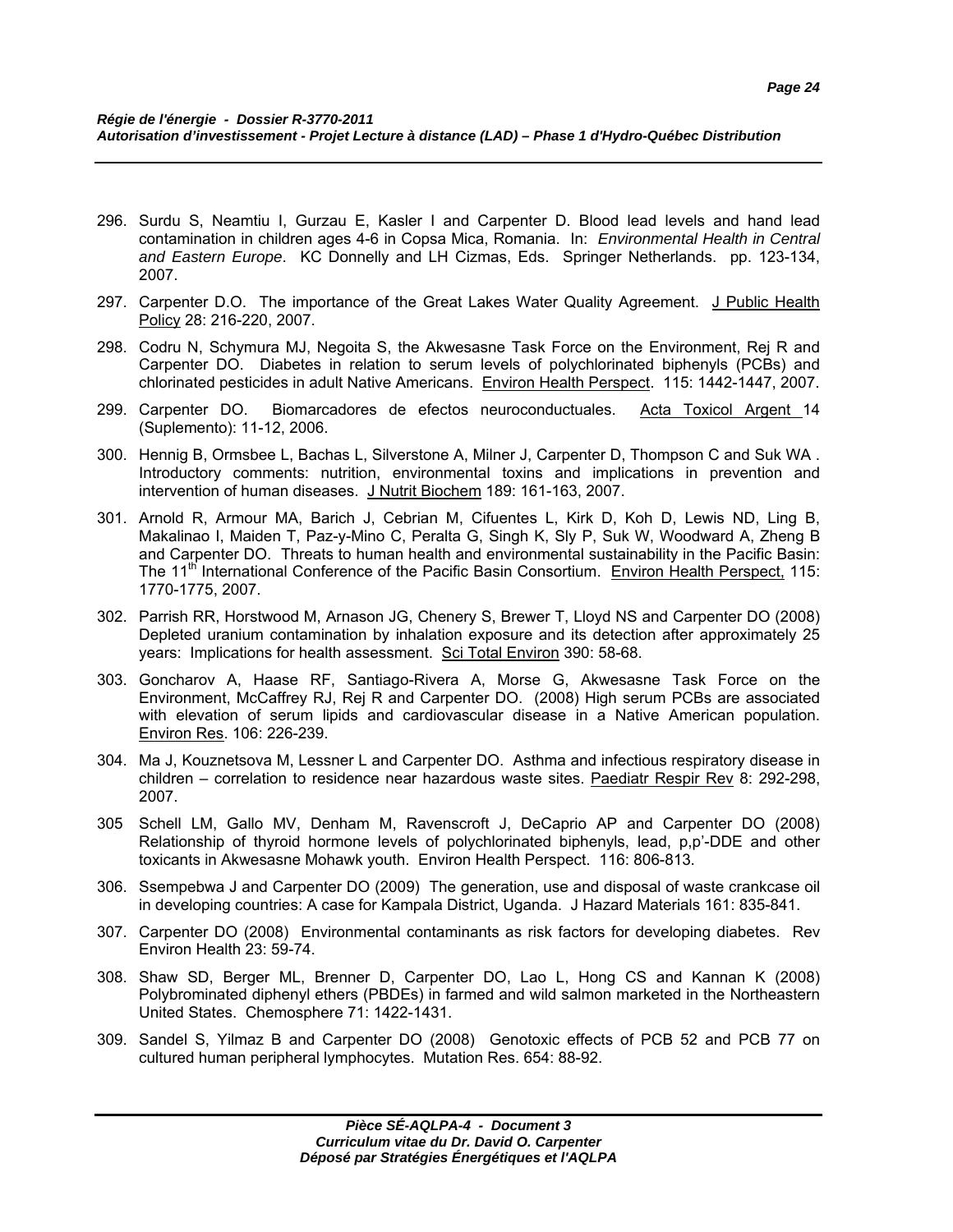296. Surdu S, Neamtiu I, Gurzau E, Kasler I and Carpenter D. Blood lead levels and hand lead contamination in children ages 4-6 in Copsa Mica, Romania. In: *Environmental Health in Central and Eastern Europe*. KC Donnelly and LH Cizmas, Eds. Springer Netherlands. pp. 123-134, 2007.

297. Carpenter D.O. The importance of the Great Lakes Water Quality Agreement. J Public Health Policy 28: 216-220, 2007.

298. Codru N, Schymura MJ, Negoita S, the Akwesasne Task Force on the Environment, Rej R and Carpenter DO. Diabetes in relation to serum levels of polychlorinated biphenyls (PCBs) and chlorinated pesticides in adult Native Americans. Environ Health Perspect. 115: 1442-1447, 2007.

299. Carpenter DO. Biomarcadores de efectos neuroconductuales. Acta Toxicol Argent 14 (Suplemento): 11-12, 2006.

300. Hennig B, Ormsbee L, Bachas L, Silverstone A, Milner J, Carpenter D, Thompson C and Suk WA . Introductory comments: nutrition, environmental toxins and implications in prevention and intervention of human diseases. J Nutrit Biochem 189: 161-163, 2007.

301. Arnold R, Armour MA, Barich J, Cebrian M, Cifuentes L, Kirk D, Koh D, Lewis ND, Ling B, Makalinao I, Maiden T, Paz-y-Mino C, Peralta G, Singh K, Sly P, Suk W, Woodward A, Zheng B and Carpenter DO. Threats to human health and environmental sustainability in the Pacific Basin: The 11th International Conference of the Pacific Basin Consortium. Environ Health Perspect, 115: 1770-1775, 2007.

302. Parrish RR, Horstwood M, Arnason JG, Chenery S, Brewer T, Lloyd NS and Carpenter DO (2008) Depleted uranium contamination by inhalation exposure and its detection after approximately 25 years: Implications for health assessment. Sci Total Environ 390: 58-68.

303. Goncharov A, Haase RF, Santiago-Rivera A, Morse G, Akwesasne Task Force on the Environment, McCaffrey RJ, Rej R and Carpenter DO. (2008) High serum PCBs are associated with elevation of serum lipids and cardiovascular disease in a Native American population. Environ Res. 106: 226-239.

304. Ma J, Kouznetsova M, Lessner L and Carpenter DO. Asthma and infectious respiratory disease in children – correlation to residence near hazardous waste sites. Paediatr Respir Rev 8: 292-298, 2007.

305 Schell LM, Gallo MV, Denham M, Ravenscroft J, DeCaprio AP and Carpenter DO (2008) Relationship of thyroid hormone levels of polychlorinated biphenyls, lead, p,p'-DDE and other toxicants in Akwesasne Mohawk youth. Environ Health Perspect. 116: 806-813.

306. Ssempebwa J and Carpenter DO (2009) The generation, use and disposal of waste crankcase oil in developing countries: A case for Kampala District, Uganda. J Hazard Materials 161: 835-841.

307. Carpenter DO (2008) Environmental contaminants as risk factors for developing diabetes. Rev Environ Health 23: 59-74.

308. Shaw SD, Berger ML, Brenner D, Carpenter DO, Lao L, Hong CS and Kannan K (2008) Polybrominated diphenyl ethers (PBDEs) in farmed and wild salmon marketed in the Northeastern United States. Chemosphere 71: 1422-1431.

309. Sandel S, Yilmaz B and Carpenter DO (2008) Genotoxic effects of PCB 52 and PCB 77 on cultured human peripheral lymphocytes. Mutation Res. 654: 88-92.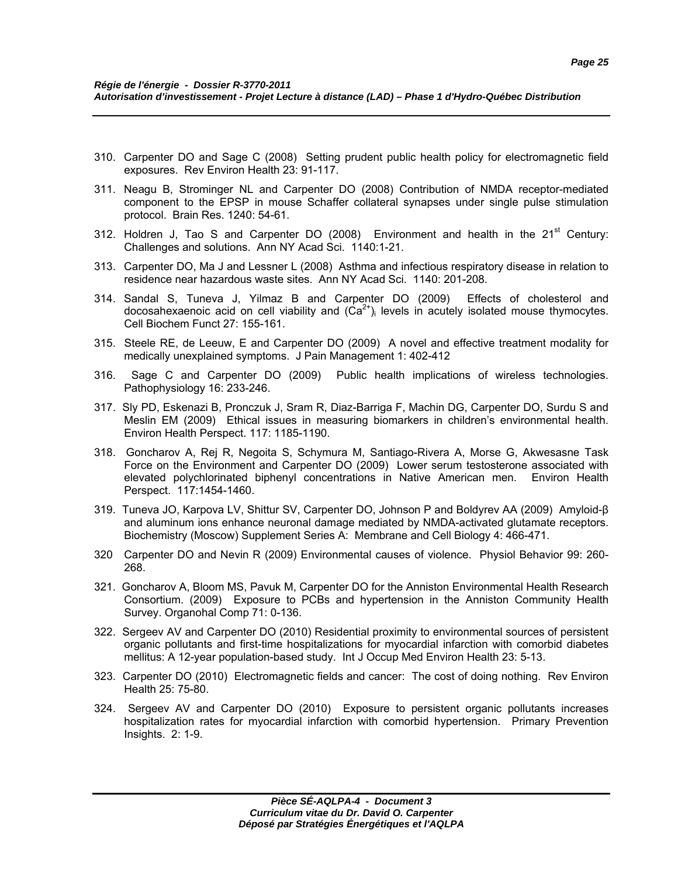310. Carpenter DO and Sage C (2008) Setting prudent public health policy for electromagnetic field exposures. Rev Environ Health 23: 91-117.

311. Neagu B, Strominger NL and Carpenter DO (2008) Contribution of NMDA receptor-mediated component to the EPSP in mouse Schaffer collateral synapses under single pulse stimulation protocol. Brain Res. 1240: 54-61.

312. Holdren J, Tao S and Carpenter DO (2008) Environment and health in the 21st Century: Challenges and solutions. Ann NY Acad Sci. 1140:1-21.

313. Carpenter DO, Ma J and Lessner L (2008) Asthma and infectious respiratory disease in relation to residence near hazardous waste sites. Ann NY Acad Sci. 1140: 201-208.

314. Sandal S, Tuneva J, Yilmaz B and Carpenter DO (2009) Effects of cholesterol and docosahexaenoic acid on cell viability and $(Ca^{2+})_i$ levels in acutely isolated mouse thymocytes. Cell Biochem Funct 27: 155-161.

315. Steele RE, de Leeuw, E and Carpenter DO (2009) A novel and effective treatment modality for medically unexplained symptoms. J Pain Management 1: 402-412

316. Sage C and Carpenter DO (2009) Public health implications of wireless technologies. Pathophysiology 16: 233-246.

317. Sly PD, Eskenazi B, Pronczuk J, Sram R, Diaz-Barriga F, Machin DG, Carpenter DO, Surdu S and Meslin EM (2009) Ethical issues in measuring biomarkers in children's environmental health. Environ Health Perspect. 117: 1185-1190.

318. Goncharov A, Rej R, Negoita S, Schymura M, Santiago-Rivera A, Morse G, Akwesasne Task Force on the Environment and Carpenter DO (2009) Lower serum testosterone associated with elevated polychlorinated biphenyl concentrations in Native American men. Environ Health Perspect. 117:1454-1460.

319. Tuneva JO, Karpova LV, Shittur SV, Carpenter DO, Johnson P and Boldyrev AA (2009) Amyloid-β and aluminum ions enhance neuronal damage mediated by NMDA-activated glutamate receptors. Biochemistry (Moscow) Supplement Series A: Membrane and Cell Biology 4: 466-471.

320 Carpenter DO and Nevin R (2009) Environmental causes of violence. Physiol Behavior 99: 260-268.

321. Goncharov A, Bloom MS, Pavuk M, Carpenter DO for the Anniston Environmental Health Research Consortium. (2009) Exposure to PCBs and hypertension in the Anniston Community Health Survey. Organohal Comp 71: 0-136.

322. Sergeev AV and Carpenter DO (2010) Residential proximity to environmental sources of persistent organic pollutants and first-time hospitalizations for myocardial infarction with comorbid diabetes mellitus: A 12-year population-based study. Int J Occup Med Environ Health 23: 5-13.

323. Carpenter DO (2010) Electromagnetic fields and cancer: The cost of doing nothing. Rev Environ Health 25: 75-80.

324. Sergeev AV and Carpenter DO (2010) Exposure to persistent organic pollutants increases hospitalization rates for myocardial infarction with comorbid hypertension. Primary Prevention Insights. 2: 1-9.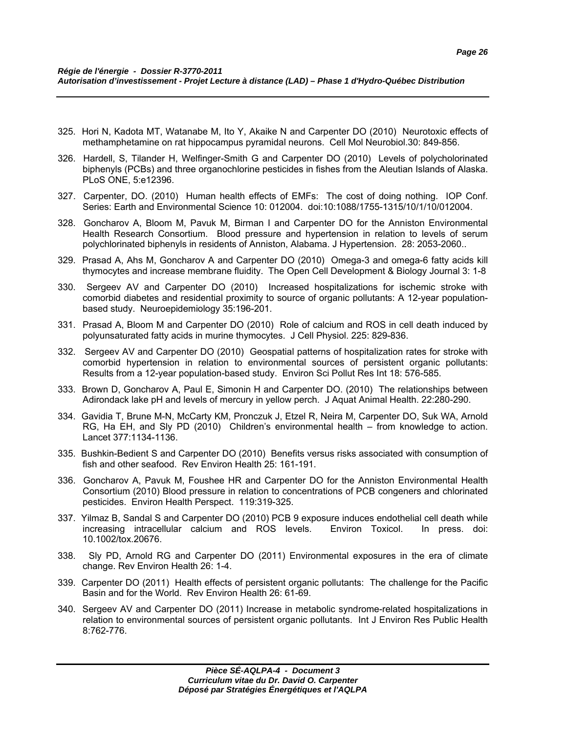325. Hori N, Kadota MT, Watanabe M, Ito Y, Akaike N and Carpenter DO (2010) Neurotoxic effects of methamphetamine on rat hippocampus pyramidal neurons. Cell Mol Neurobiol.30: 849-856.

326. Hardell, S, Tilander H, Welfinger-Smith G and Carpenter DO (2010) Levels of polycholorinated biphenyls (PCBs) and three organochlorine pesticides in fishes from the Aleutian Islands of Alaska. PLoS ONE, 5:e12396.

327. Carpenter, DO. (2010) Human health effects of EMFs: The cost of doing nothing. IOP Conf. Series: Earth and Environmental Science 10: 012004. doi:10:1088/1755-1315/10/1/10/012004.

328. Goncharov A, Bloom M, Pavuk M, Birman I and Carpenter DO for the Anniston Environmental Health Research Consortium. Blood pressure and hypertension in relation to levels of serum polychlorinated biphenyls in residents of Anniston, Alabama. J Hypertension. 28: 2053-2060..

329. Prasad A, Ahs M, Goncharov A and Carpenter DO (2010) Omega-3 and omega-6 fatty acids kill thymocytes and increase membrane fluidity. The Open Cell Development & Biology Journal 3: 1-8

330. Sergeev AV and Carpenter DO (2010) Increased hospitalizations for ischemic stroke with comorbid diabetes and residential proximity to source of organic pollutants: A 12-year population-based study. Neuroepidemiology 35:196-201.

331. Prasad A, Bloom M and Carpenter DO (2010) Role of calcium and ROS in cell death induced by polyunsaturated fatty acids in murine thymocytes. J Cell Physiol. 225: 829-836.

332. Sergeev AV and Carpenter DO (2010) Geospatial patterns of hospitalization rates for stroke with comorbid hypertension in relation to environmental sources of persistent organic pollutants: Results from a 12-year population-based study. Environ Sci Pollut Res Int 18: 576-585.

333. Brown D, Goncharov A, Paul E, Simonin H and Carpenter DO. (2010) The relationships between Adirondack lake pH and levels of mercury in yellow perch. J Aquat Animal Health. 22:280-290.

334. Gavidia T, Brune M-N, McCarty KM, Pronczuk J, Etzel R, Neira M, Carpenter DO, Suk WA, Arnold RG, Ha EH, and Sly PD (2010) Children's environmental health – from knowledge to action. Lancet 377:1134-1136.

335. Bushkin-Bedient S and Carpenter DO (2010) Benefits versus risks associated with consumption of fish and other seafood. Rev Environ Health 25: 161-191.

336. Goncharov A, Pavuk M, Foushee HR and Carpenter DO for the Anniston Environmental Health Consortium (2010) Blood pressure in relation to concentrations of PCB congeners and chlorinated pesticides. Environ Health Perspect. 119:319-325.

337. Yilmaz B, Sandal S and Carpenter DO (2010) PCB 9 exposure induces endothelial cell death while increasing intracellular calcium and ROS levels. Environ Toxicol. In press. doi: 10.1002/tox.20676.

338. Sly PD, Arnold RG and Carpenter DO (2011) Environmental exposures in the era of climate change. Rev Environ Health 26: 1-4.

339. Carpenter DO (2011) Health effects of persistent organic pollutants: The challenge for the Pacific Basin and for the World. Rev Environ Health 26: 61-69.

340. Sergeev AV and Carpenter DO (2011) Increase in metabolic syndrome-related hospitalizations in relation to environmental sources of persistent organic pollutants. Int J Environ Res Public Health 8:762-776.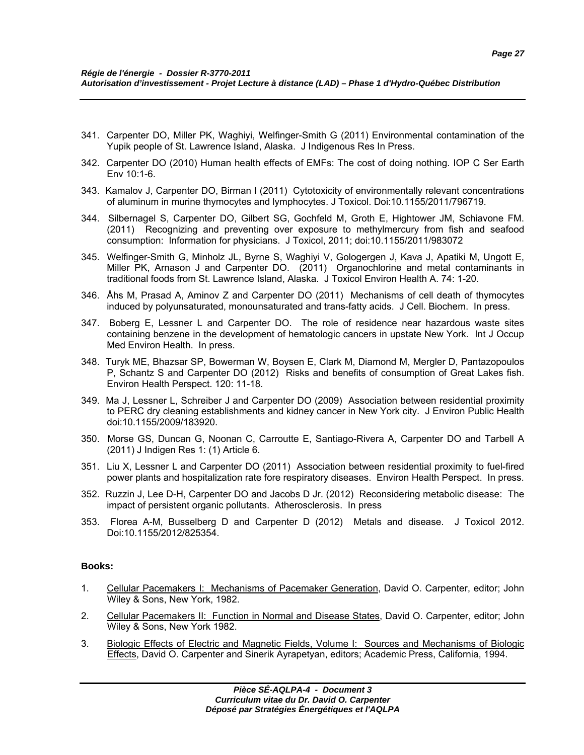341. Carpenter DO, Miller PK, Waghiyi, Welfinger-Smith G (2011) Environmental contamination of the Yupik people of St. Lawrence Island, Alaska. J Indigenous Res In Press.

342. Carpenter DO (2010) Human health effects of EMFs: The cost of doing nothing. IOP C Ser Earth Env 10:1-6.

343. Kamalov J, Carpenter DO, Birman I (2011) Cytotoxicity of environmentally relevant concentrations of aluminum in murine thymocytes and lymphocytes. J Toxicol. Doi:10.1155/2011/796719.

344. Silbernagel S, Carpenter DO, Gilbert SG, Gochfeld M, Groth E, Hightower JM, Schiavone FM. (2011) Recognizing and preventing over exposure to methylmercury from fish and seafood consumption: Information for physicians. J Toxicol, 2011; doi:10.1155/2011/983072

345. Welfinger-Smith G, Minholz JL, Byrne S, Waghiyi V, Gologergen J, Kava J, Apatiki M, Ungott E, Miller PK, Arnason J and Carpenter DO. (2011) Organochlorine and metal contaminants in traditional foods from St. Lawrence Island, Alaska. J Toxicol Environ Health A. 74: 1-20.

346. Åhs M, Prasad A, Aminov Z and Carpenter DO (2011) Mechanisms of cell death of thymocytes induced by polyunsaturated, monounsaturated and trans-fatty acids. J Cell. Biochem. In press.

347. Boberg E, Lessner L and Carpenter DO. The role of residence near hazardous waste sites containing benzene in the development of hematologic cancers in upstate New York. Int J Occup Med Environ Health. In press.

348. Turyk ME, Bhazsar SP, Bowerman W, Boysen E, Clark M, Diamond M, Mergler D, Pantazopoulos P, Schantz S and Carpenter DO (2012) Risks and benefits of consumption of Great Lakes fish. Environ Health Perspect. 120: 11-18.

349. Ma J, Lessner L, Schreiber J and Carpenter DO (2009) Association between residential proximity to PERC dry cleaning establishments and kidney cancer in New York city. J Environ Public Health doi:10.1155/2009/183920.

350. Morse GS, Duncan G, Noonan C, Carroutte E, Santiago-Rivera A, Carpenter DO and Tarbell A (2011) J Indigen Res 1: (1) Article 6.

351. Liu X, Lessner L and Carpenter DO (2011) Association between residential proximity to fuel-fired power plants and hospitalization rate fore respiratory diseases. Environ Health Perspect. In press.

352. Ruzzin J, Lee D-H, Carpenter DO and Jacobs D Jr. (2012) Reconsidering metabolic disease: The impact of persistent organic pollutants. Atherosclerosis. In press

353. Florea A-M, Busselberg D and Carpenter D (2012) Metals and disease. J Toxicol 2012. Doi:10.1155/2012/825354.

**Books:**

1. Cellular Pacemakers I: Mechanisms of Pacemaker Generation, David O. Carpenter, editor; John Wiley & Sons, New York, 1982.

2. Cellular Pacemakers II: Function in Normal and Disease States, David O. Carpenter, editor; John Wiley & Sons, New York 1982.

3. Biologic Effects of Electric and Magnetic Fields, Volume I: Sources and Mechanisms of Biologic Effects, David O. Carpenter and Sinerik Ayrapetyan, editors; Academic Press, California, 1994.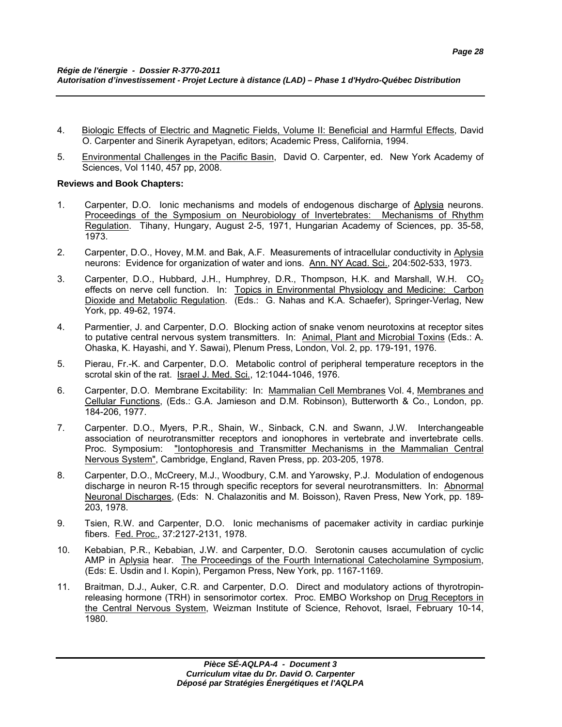4. Biologic Effects of Electric and Magnetic Fields, Volume II: Beneficial and Harmful Effects, David O. Carpenter and Sinerik Ayrapetyan, editors; Academic Press, California, 1994.

5. Environmental Challenges in the Pacific Basin, David O. Carpenter, ed. New York Academy of Sciences, Vol 1140, 457 pp, 2008.

**Reviews and Book Chapters:**

1. Carpenter, D.O. Ionic mechanisms and models of endogenous discharge of Aplysia neurons. Proceedings of the Symposium on Neurobiology of Invertebrates: Mechanisms of Rhythm Regulation. Tihany, Hungary, August 2-5, 1971, Hungarian Academy of Sciences, pp. 35-58, 1973.

2. Carpenter, D.O., Hovey, M.M. and Bak, A.F. Measurements of intracellular conductivity in Aplysia neurons: Evidence for organization of water and ions. Ann. NY Acad. Sci., 204:502-533, 1973.

3. Carpenter, D.O., Hubbard, J.H., Humphrey, D.R., Thompson, H.K. and Marshall, W.H. $CO_2$ effects on nerve cell function. In: Topics in Environmental Physiology and Medicine: Carbon Dioxide and Metabolic Regulation. (Eds.: G. Nahas and K.A. Schaefer), Springer-Verlag, New York, pp. 49-62, 1974.

4. Parmentier, J. and Carpenter, D.O. Blocking action of snake venom neurotoxins at receptor sites to putative central nervous system transmitters. In: Animal, Plant and Microbial Toxins (Eds.: A. Ohaska, K. Hayashi, and Y. Sawai), Plenum Press, London, Vol. 2, pp. 179-191, 1976.

5. Pierau, Fr.-K. and Carpenter, D.O. Metabolic control of peripheral temperature receptors in the scrotal skin of the rat. Israel J. Med. Sci., 12:1044-1046, 1976.

6. Carpenter, D.O. Membrane Excitability: In: Mammalian Cell Membranes Vol. 4, Membranes and Cellular Functions, (Eds.: G.A. Jamieson and D.M. Robinson), Butterworth & Co., London, pp. 184-206, 1977.

7. Carpenter. D.O., Myers, P.R., Shain, W., Sinback, C.N. and Swann, J.W. Interchangeable association of neurotransmitter receptors and ionophores in vertebrate and invertebrate cells. Proc. Symposium: "Iontophoresis and Transmitter Mechanisms in the Mammalian Central Nervous System", Cambridge, England, Raven Press, pp. 203-205, 1978.

8. Carpenter, D.O., McCreery, M.J., Woodbury, C.M. and Yarowsky, P.J. Modulation of endogenous discharge in neuron R-15 through specific receptors for several neurotransmitters. In: Abnormal Neuronal Discharges, (Eds: N. Chalazonitis and M. Boisson), Raven Press, New York, pp. 189-203, 1978.

9. Tsien, R.W. and Carpenter, D.O. Ionic mechanisms of pacemaker activity in cardiac purkinje fibers. Fed. Proc., 37:2127-2131, 1978.

10. Kebabian, P.R., Kebabian, J.W. and Carpenter, D.O. Serotonin causes accumulation of cyclic AMP in Aplysia hear. The Proceedings of the Fourth International Catecholamine Symposium, (Eds: E. Usdin and I. Kopin), Pergamon Press, New York, pp. 1167-1169.

11. Braitman, D.J., Auker, C.R. and Carpenter, D.O. Direct and modulatory actions of thyrotropin-releasing hormone (TRH) in sensorimotor cortex. Proc. EMBO Workshop on Drug Receptors in the Central Nervous System, Weizman Institute of Science, Rehovot, Israel, February 10-14, 1980.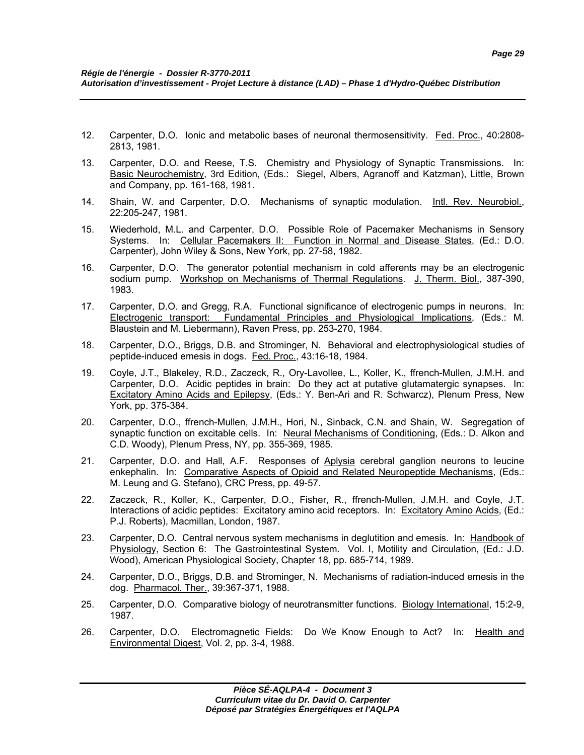12. Carpenter, D.O. Ionic and metabolic bases of neuronal thermosensitivity. Fed. Proc., 40:2808-2813, 1981.

13. Carpenter, D.O. and Reese, T.S. Chemistry and Physiology of Synaptic Transmissions. In: Basic Neurochemistry, 3rd Edition, (Eds.: Siegel, Albers, Agranoff and Katzman), Little, Brown and Company, pp. 161-168, 1981.

14. Shain, W. and Carpenter, D.O. Mechanisms of synaptic modulation. Intl. Rev. Neurobiol., 22:205-247, 1981.

15. Wiederhold, M.L. and Carpenter, D.O. Possible Role of Pacemaker Mechanisms in Sensory Systems. In: Cellular Pacemakers II: Function in Normal and Disease States, (Ed.: D.O. Carpenter), John Wiley & Sons, New York, pp. 27-58, 1982.

16. Carpenter, D.O. The generator potential mechanism in cold afferents may be an electrogenic sodium pump. Workshop on Mechanisms of Thermal Regulations. J. Therm. Biol., 387-390, 1983.

17. Carpenter, D.O. and Gregg, R.A. Functional significance of electrogenic pumps in neurons. In: Electrogenic transport: Fundamental Principles and Physiological Implications, (Eds.: M. Blaustein and M. Liebermann), Raven Press, pp. 253-270, 1984.

18. Carpenter, D.O., Briggs, D.B. and Strominger, N. Behavioral and electrophysiological studies of peptide-induced emesis in dogs. Fed. Proc., 43:16-18, 1984.

19. Coyle, J.T., Blakeley, R.D., Zaczeck, R., Ory-Lavollee, L., Koller, K., ffrench-Mullen, J.M.H. and Carpenter, D.O. Acidic peptides in brain: Do they act at putative glutamatergic synapses. In: Excitatory Amino Acids and Epilepsy, (Eds.: Y. Ben-Ari and R. Schwarcz), Plenum Press, New York, pp. 375-384.

20. Carpenter, D.O., ffrench-Mullen, J.M.H., Hori, N., Sinback, C.N. and Shain, W. Segregation of synaptic function on excitable cells. In: Neural Mechanisms of Conditioning, (Eds.: D. Alkon and C.D. Woody), Plenum Press, NY, pp. 355-369, 1985.

21. Carpenter, D.O. and Hall, A.F. Responses of Aplysia cerebral ganglion neurons to leucine enkephalin. In: Comparative Aspects of Opioid and Related Neuropeptide Mechanisms, (Eds.: M. Leung and G. Stefano), CRC Press, pp. 49-57.

22. Zaczeck, R., Koller, K., Carpenter, D.O., Fisher, R., ffrench-Mullen, J.M.H. and Coyle, J.T. Interactions of acidic peptides: Excitatory amino acid receptors. In: Excitatory Amino Acids, (Ed.: P.J. Roberts), Macmillan, London, 1987.

23. Carpenter, D.O. Central nervous system mechanisms in deglutition and emesis. In: Handbook of Physiology, Section 6: The Gastrointestinal System. Vol. I, Motility and Circulation, (Ed.: J.D. Wood), American Physiological Society, Chapter 18, pp. 685-714, 1989.

24. Carpenter, D.O., Briggs, D.B. and Strominger, N. Mechanisms of radiation-induced emesis in the dog. Pharmacol. Ther., 39:367-371, 1988.

25. Carpenter, D.O. Comparative biology of neurotransmitter functions. Biology International, 15:2-9, 1987.

26. Carpenter, D.O. Electromagnetic Fields: Do We Know Enough to Act? In: Health and Environmental Digest, Vol. 2, pp. 3-4, 1988.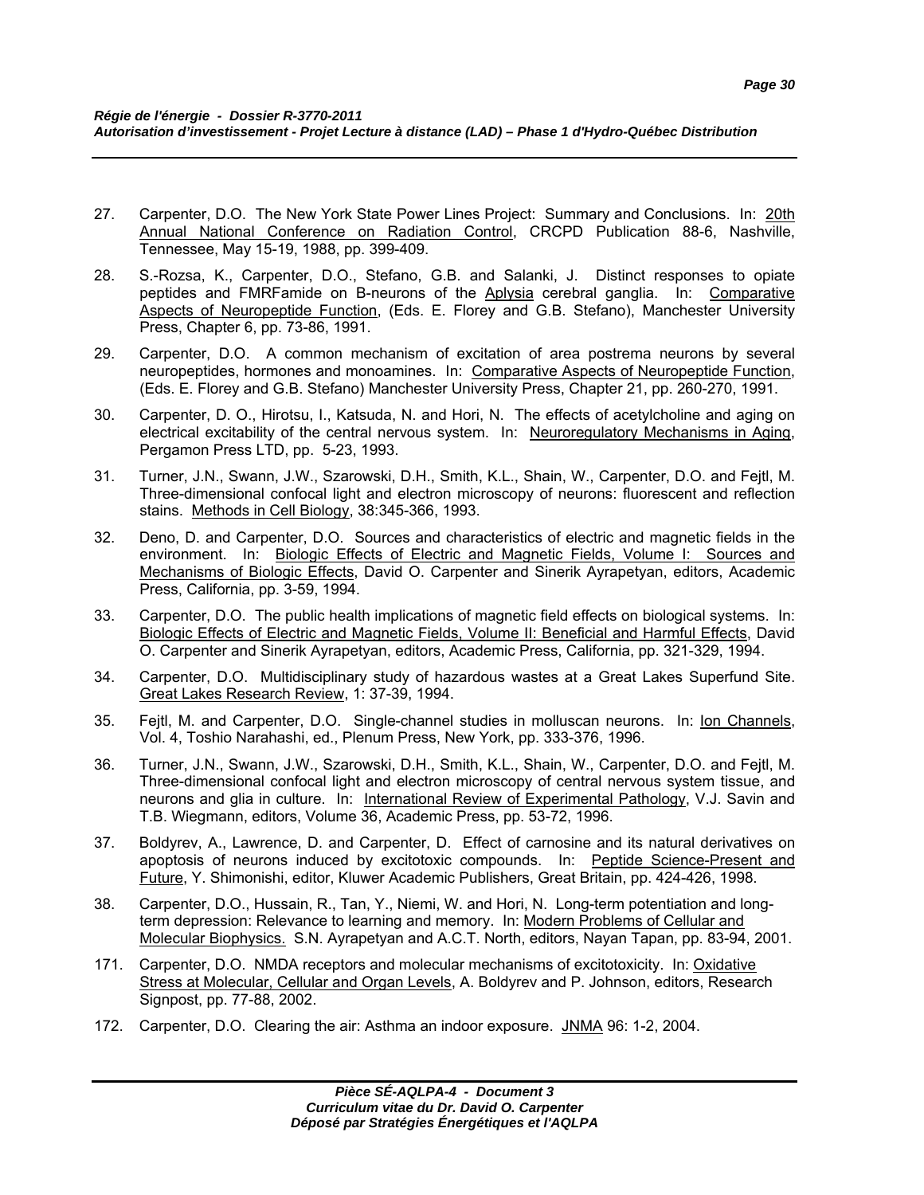27. Carpenter, D.O. The New York State Power Lines Project: Summary and Conclusions. In: 20th Annual National Conference on Radiation Control, CRCPD Publication 88-6, Nashville, Tennessee, May 15-19, 1988, pp. 399-409.

28. S.-Rozsa, K., Carpenter, D.O., Stefano, G.B. and Salanki, J. Distinct responses to opiate peptides and FMRFamide on B-neurons of the Aplysia cerebral ganglia. In: Comparative Aspects of Neuropeptide Function, (Eds. E. Florey and G.B. Stefano), Manchester University Press, Chapter 6, pp. 73-86, 1991.

29. Carpenter, D.O. A common mechanism of excitation of area postrema neurons by several neuropeptides, hormones and monoamines. In: Comparative Aspects of Neuropeptide Function, (Eds. E. Florey and G.B. Stefano) Manchester University Press, Chapter 21, pp. 260-270, 1991.

30. Carpenter, D. O., Hirotsu, I., Katsuda, N. and Hori, N. The effects of acetylcholine and aging on electrical excitability of the central nervous system. In: Neuroregulatory Mechanisms in Aging, Pergamon Press LTD, pp. 5-23, 1993.

31. Turner, J.N., Swann, J.W., Szarowski, D.H., Smith, K.L., Shain, W., Carpenter, D.O. and Fejtl, M. Three-dimensional confocal light and electron microscopy of neurons: fluorescent and reflection stains. Methods in Cell Biology, 38:345-366, 1993.

32. Deno, D. and Carpenter, D.O. Sources and characteristics of electric and magnetic fields in the environment. In: Biologic Effects of Electric and Magnetic Fields, Volume I: Sources and Mechanisms of Biologic Effects, David O. Carpenter and Sinerik Ayrapetyan, editors, Academic Press, California, pp. 3-59, 1994.

33. Carpenter, D.O. The public health implications of magnetic field effects on biological systems. In: Biologic Effects of Electric and Magnetic Fields, Volume II: Beneficial and Harmful Effects, David O. Carpenter and Sinerik Ayrapetyan, editors, Academic Press, California, pp. 321-329, 1994.

34. Carpenter, D.O. Multidisciplinary study of hazardous wastes at a Great Lakes Superfund Site. Great Lakes Research Review, 1: 37-39, 1994.

35. Fejtl, M. and Carpenter, D.O. Single-channel studies in molluscan neurons. In: Ion Channels, Vol. 4, Toshio Narahashi, ed., Plenum Press, New York, pp. 333-376, 1996.

36. Turner, J.N., Swann, J.W., Szarowski, D.H., Smith, K.L., Shain, W., Carpenter, D.O. and Fejtl, M. Three-dimensional confocal light and electron microscopy of central nervous system tissue, and neurons and glia in culture. In: International Review of Experimental Pathology, V.J. Savin and T.B. Wiegmann, editors, Volume 36, Academic Press, pp. 53-72, 1996.

37. Boldyrev, A., Lawrence, D. and Carpenter, D. Effect of carnosine and its natural derivatives on apoptosis of neurons induced by excitotoxic compounds. In: Peptide Science-Present and Future, Y. Shimonishi, editor, Kluwer Academic Publishers, Great Britain, pp. 424-426, 1998.

38. Carpenter, D.O., Hussain, R., Tan, Y., Niemi, W. and Hori, N. Long-term potentiation and long-term depression: Relevance to learning and memory. In: Modern Problems of Cellular and Molecular Biophysics. S.N. Ayrapetyan and A.C.T. North, editors, Nayan Tapan, pp. 83-94, 2001.

171. Carpenter, D.O. NMDA receptors and molecular mechanisms of excitotoxicity. In: Oxidative Stress at Molecular, Cellular and Organ Levels, A. Boldyrev and P. Johnson, editors, Research Signpost, pp. 77-88, 2002.

172. Carpenter, D.O. Clearing the air: Asthma an indoor exposure. JNMA 96: 1-2, 2004.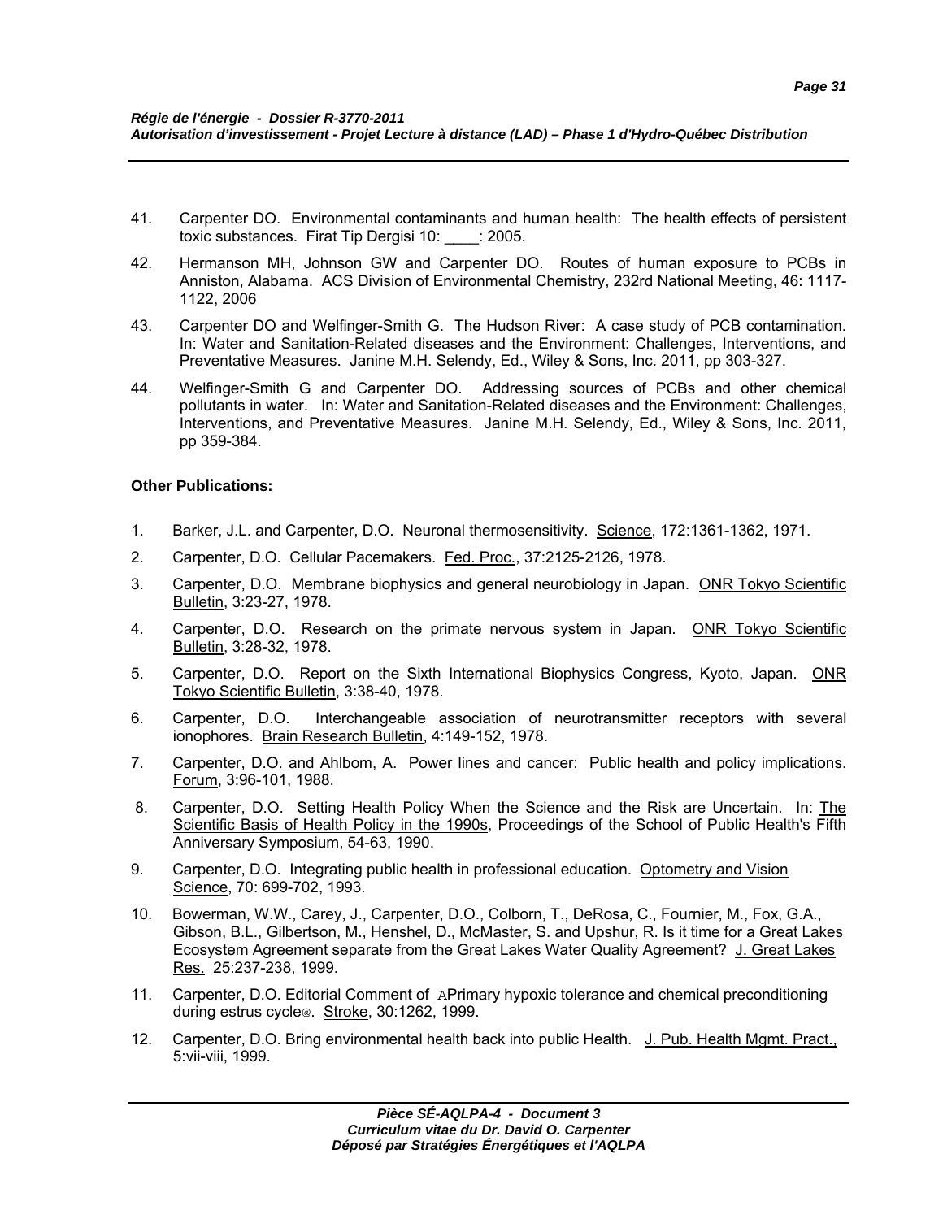41. Carpenter DO. Environmental contaminants and human health: The health effects of persistent toxic substances. Firat Tip Dergisi 10: ____: 2005.

42. Hermanson MH, Johnson GW and Carpenter DO. Routes of human exposure to PCBs in Anniston, Alabama. ACS Division of Environmental Chemistry, 232rd National Meeting, 46: 1117-1122, 2006

43. Carpenter DO and Welfinger-Smith G. The Hudson River: A case study of PCB contamination. In: Water and Sanitation-Related diseases and the Environment: Challenges, Interventions, and Preventative Measures. Janine M.H. Selendy, Ed., Wiley & Sons, Inc. 2011, pp 303-327.

44. Welfinger-Smith G and Carpenter DO. Addressing sources of PCBs and other chemical pollutants in water. In: Water and Sanitation-Related diseases and the Environment: Challenges, Interventions, and Preventative Measures. Janine M.H. Selendy, Ed., Wiley & Sons, Inc. 2011, pp 359-384.

**Other Publications:**

1. Barker, J.L. and Carpenter, D.O. Neuronal thermosensitivity. Science, 172:1361-1362, 1971.

2. Carpenter, D.O. Cellular Pacemakers. Fed. Proc., 37:2125-2126, 1978.

3. Carpenter, D.O. Membrane biophysics and general neurobiology in Japan. ONR Tokyo Scientific Bulletin, 3:23-27, 1978.

4. Carpenter, D.O. Research on the primate nervous system in Japan. ONR Tokyo Scientific Bulletin, 3:28-32, 1978.

5. Carpenter, D.O. Report on the Sixth International Biophysics Congress, Kyoto, Japan. ONR Tokyo Scientific Bulletin, 3:38-40, 1978.

6. Carpenter, D.O. Interchangeable association of neurotransmitter receptors with several ionophores. Brain Research Bulletin, 4:149-152, 1978.

7. Carpenter, D.O. and Ahlbom, A. Power lines and cancer: Public health and policy implications. Forum, 3:96-101, 1988.

8. Carpenter, D.O. Setting Health Policy When the Science and the Risk are Uncertain. In: The Scientific Basis of Health Policy in the 1990s, Proceedings of the School of Public Health's Fifth Anniversary Symposium, 54-63, 1990.

9. Carpenter, D.O. Integrating public health in professional education. Optometry and Vision Science, 70: 699-702, 1993.

10. Bowerman, W.W., Carey, J., Carpenter, D.O., Colborn, T., DeRosa, C., Fournier, M., Fox, G.A., Gibson, B.L., Gilbertson, M., Henshel, D., McMaster, S. and Upshur, R. Is it time for a Great Lakes Ecosystem Agreement separate from the Great Lakes Water Quality Agreement? J. Great Lakes Res. 25:237-238, 1999.

11. Carpenter, D.O. Editorial Comment of APrimary hypoxic tolerance and chemical preconditioning during estrus cycle@. Stroke, 30:1262, 1999.

12. Carpenter, D.O. Bring environmental health back into public Health. J. Pub. Health Mgmt. Pract., 5:vii-viii, 1999.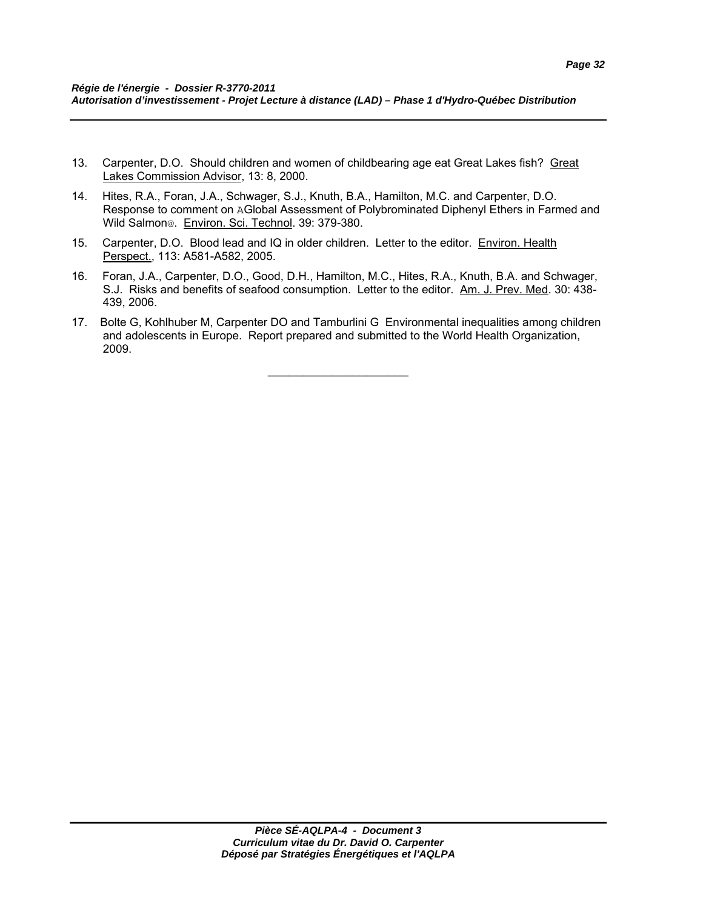13. Carpenter, D.O. Should children and women of childbearing age eat Great Lakes fish? Great Lakes Commission Advisor, 13: 8, 2000.

14. Hites, R.A., Foran, J.A., Schwager, S.J., Knuth, B.A., Hamilton, M.C. and Carpenter, D.O. Response to comment on AGlobal Assessment of Polybrominated Diphenyl Ethers in Farmed and Wild Salmon@. Environ. Sci. Technol. 39: 379-380.

15. Carpenter, D.O. Blood lead and IQ in older children. Letter to the editor. Environ. Health Perspect., 113: A581-A582, 2005.

16. Foran, J.A., Carpenter, D.O., Good, D.H., Hamilton, M.C., Hites, R.A., Knuth, B.A. and Schwager, S.J. Risks and benefits of seafood consumption. Letter to the editor. Am. J. Prev. Med. 30: 438-439, 2006.

17. Bolte G, Kohlhuber M, Carpenter DO and Tamburlini G Environmental inequalities among children and adolescents in Europe. Report prepared and submitted to the World Health Organization, 2009.

---